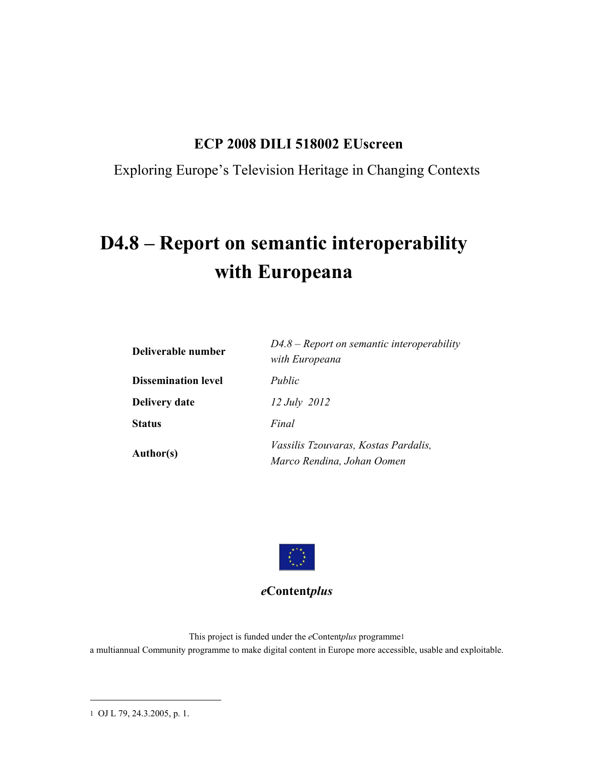**ECP 2008 DILI 518002 EUscreen**

Exploring Europe's Television Heritage in Changing Contexts

# D4.8 – Report on semantic interoperability with Europeana

| | |
|---|---|
| **Deliverable number** | *D4.8 – Report on semantic interoperability with Europeana* |
| **Dissemination level** | *Public* |
| **Delivery date** | *12 July 2012* |
| **Status** | *Final* |
| **Author(s)** | *Vassilis Tzouvaras, Kostas Pardalis, Marco Rendina, Johan Oomen* |

***e*Content*plus***

This project is funded under the *e*Content*plus* programme[1]

a multiannual Community programme to make digital content in Europe more accessible, usable and exploitable.

[1] OJ L 79, 24.3.2005, p. 1.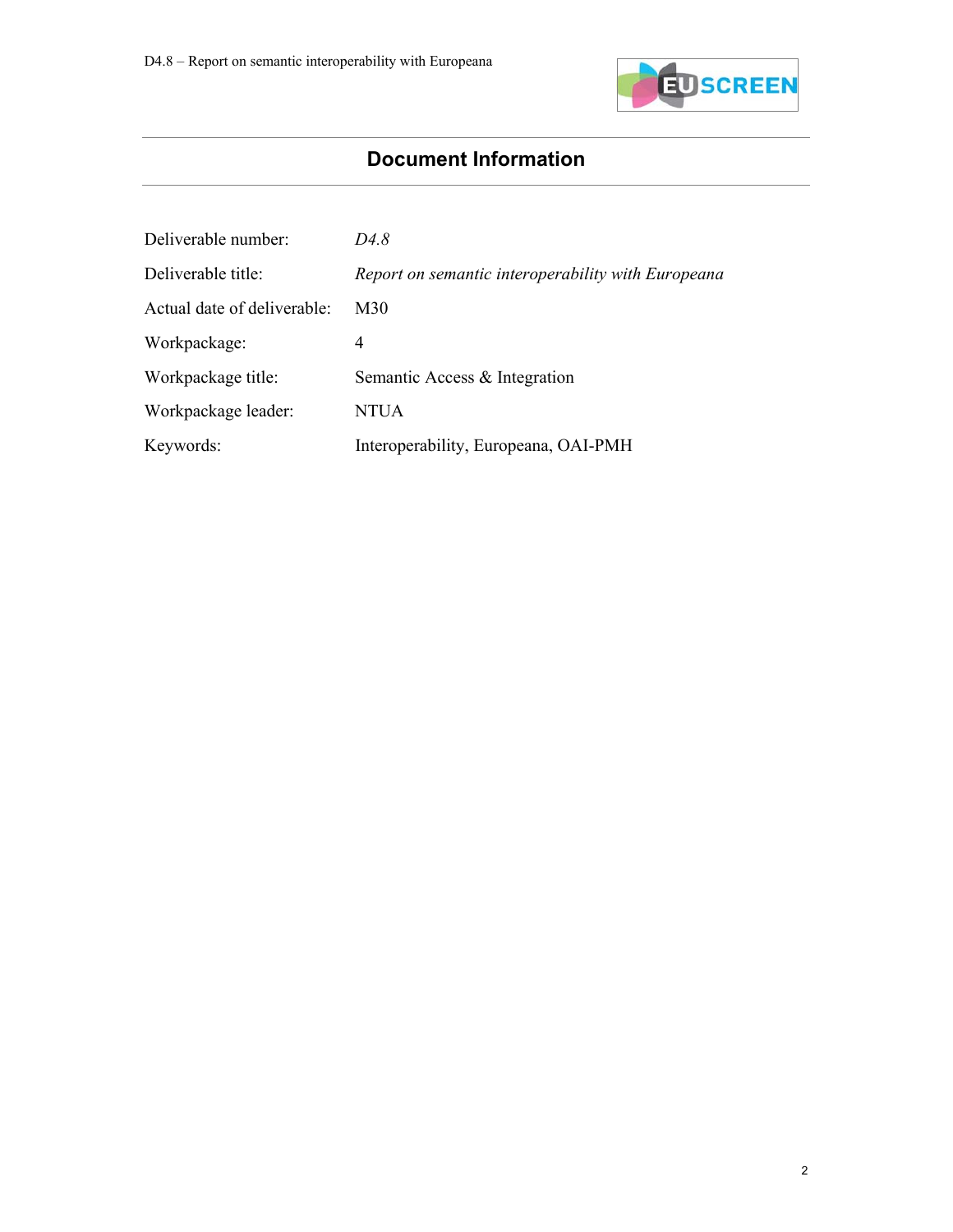# Document Information

| | |
|---|---|
| Deliverable number: | *D4.8* |
| Deliverable title: | *Report on semantic interoperability with Europeana* |
| Actual date of deliverable: | M30 |
| Workpackage: | 4 |
| Workpackage title: | Semantic Access & Integration |
| Workpackage leader: | NTUA |
| Keywords: | Interoperability, Europeana, OAI-PMH |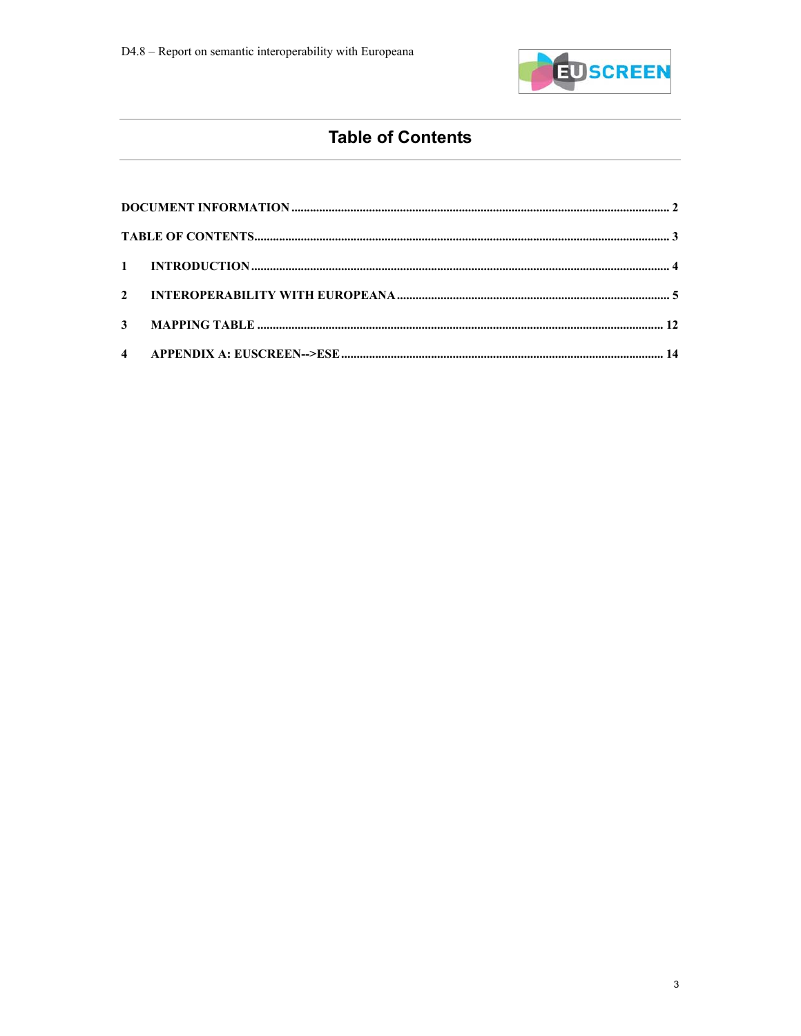# Table of Contents

DOCUMENT INFORMATION ........................................................................................................................ 2

TABLE OF CONTENTS................................................................................................................................. 3

1 INTRODUCTION ...................................................................................................................................... 4

2 INTEROPERABILITY WITH EUROPEANA ........................................................................................ 5

3 MAPPING TABLE .................................................................................................................................. 12

4 APPENDIX A: EUSCREEN-->ESE ........................................................................................................ 14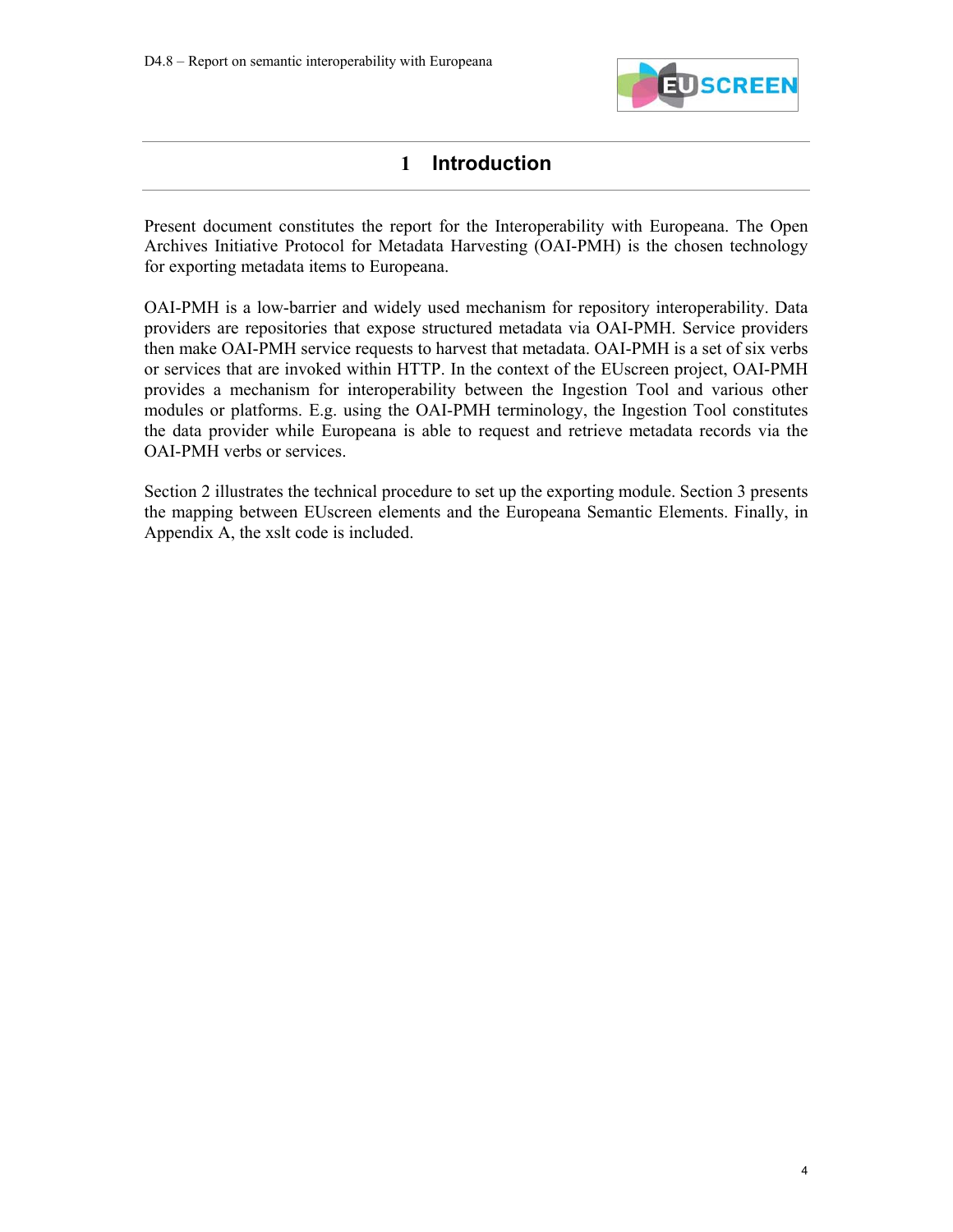# 1 Introduction

Present document constitutes the report for the Interoperability with Europeana. The Open Archives Initiative Protocol for Metadata Harvesting (OAI-PMH) is the chosen technology for exporting metadata items to Europeana.

OAI-PMH is a low-barrier and widely used mechanism for repository interoperability. Data providers are repositories that expose structured metadata via OAI-PMH. Service providers then make OAI-PMH service requests to harvest that metadata. OAI-PMH is a set of six verbs or services that are invoked within HTTP. In the context of the EUscreen project, OAI-PMH provides a mechanism for interoperability between the Ingestion Tool and various other modules or platforms. E.g. using the OAI-PMH terminology, the Ingestion Tool constitutes the data provider while Europeana is able to request and retrieve metadata records via the OAI-PMH verbs or services.

Section 2 illustrates the technical procedure to set up the exporting module. Section 3 presents the mapping between EUscreen elements and the Europeana Semantic Elements. Finally, in Appendix A, the xslt code is included.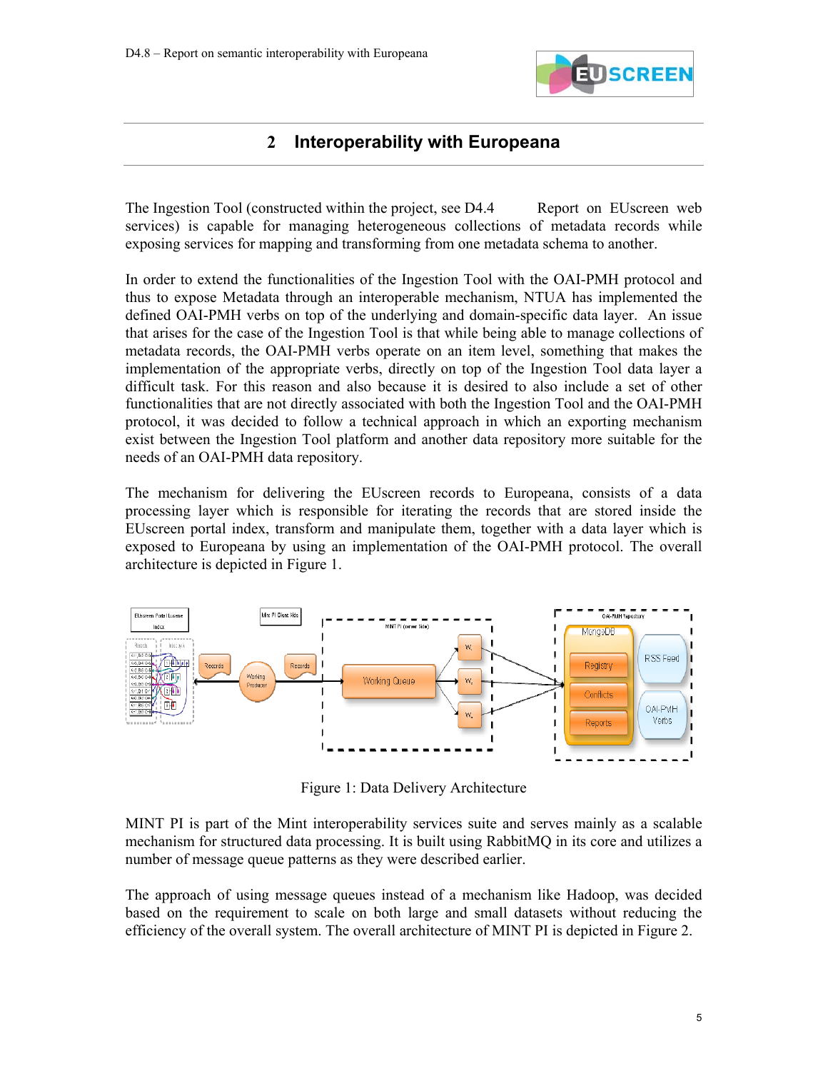## 2 Interoperability with Europeana

The Ingestion Tool (constructed within the project, see D4.4 Report on EUscreen web services) is capable for managing heterogeneous collections of metadata records while exposing services for mapping and transforming from one metadata schema to another.

In order to extend the functionalities of the Ingestion Tool with the OAI-PMH protocol and thus to expose Metadata through an interoperable mechanism, NTUA has implemented the defined OAI-PMH verbs on top of the underlying and domain-specific data layer. An issue that arises for the case of the Ingestion Tool is that while being able to manage collections of metadata records, the OAI-PMH verbs operate on an item level, something that makes the implementation of the appropriate verbs, directly on top of the Ingestion Tool data layer a difficult task. For this reason and also because it is desired to also include a set of other functionalities that are not directly associated with both the Ingestion Tool and the OAI-PMH protocol, it was decided to follow a technical approach in which an exporting mechanism exist between the Ingestion Tool platform and another data repository more suitable for the needs of an OAI-PMH data repository.

The mechanism for delivering the EUscreen records to Europeana, consists of a data processing layer which is responsible for iterating the records that are stored inside the EUscreen portal index, transform and manipulate them, together with a data layer which is exposed to Europeana by using an implementation of the OAI-PMH protocol. The overall architecture is depicted in Figure 1.

Figure 1: Data Delivery Architecture

MINT PI is part of the Mint interoperability services suite and serves mainly as a scalable mechanism for structured data processing. It is built using RabbitMQ in its core and utilizes a number of message queue patterns as they were described earlier.

The approach of using message queues instead of a mechanism like Hadoop, was decided based on the requirement to scale on both large and small datasets without reducing the efficiency of the overall system. The overall architecture of MINT PI is depicted in Figure 2.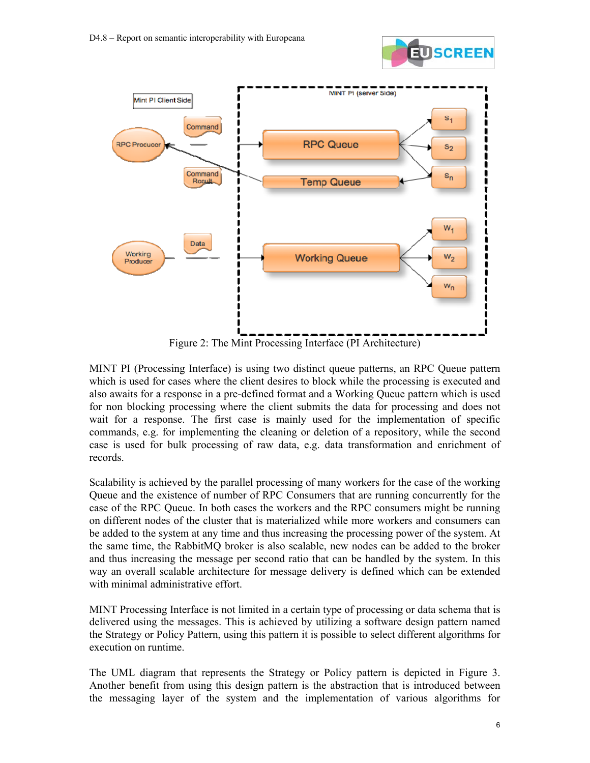Figure 2: The Mint Processing Interface (PI Architecture)

MINT PI (Processing Interface) is using two distinct queue patterns, an RPC Queue pattern which is used for cases where the client desires to block while the processing is executed and also awaits for a response in a pre-defined format and a Working Queue pattern which is used for non blocking processing where the client submits the data for processing and does not wait for a response. The first case is mainly used for the implementation of specific commands, e.g. for implementing the cleaning or deletion of a repository, while the second case is used for bulk processing of raw data, e.g. data transformation and enrichment of records.

Scalability is achieved by the parallel processing of many workers for the case of the working Queue and the existence of number of RPC Consumers that are running concurrently for the case of the RPC Queue. In both cases the workers and the RPC consumers might be running on different nodes of the cluster that is materialized while more workers and consumers can be added to the system at any time and thus increasing the processing power of the system. At the same time, the RabbitMQ broker is also scalable, new nodes can be added to the broker and thus increasing the message per second ratio that can be handled by the system. In this way an overall scalable architecture for message delivery is defined which can be extended with minimal administrative effort.

MINT Processing Interface is not limited in a certain type of processing or data schema that is delivered using the messages. This is achieved by utilizing a software design pattern named the Strategy or Policy Pattern, using this pattern it is possible to select different algorithms for execution on runtime.

The UML diagram that represents the Strategy or Policy pattern is depicted in Figure 3. Another benefit from using this design pattern is the abstraction that is introduced between the messaging layer of the system and the implementation of various algorithms for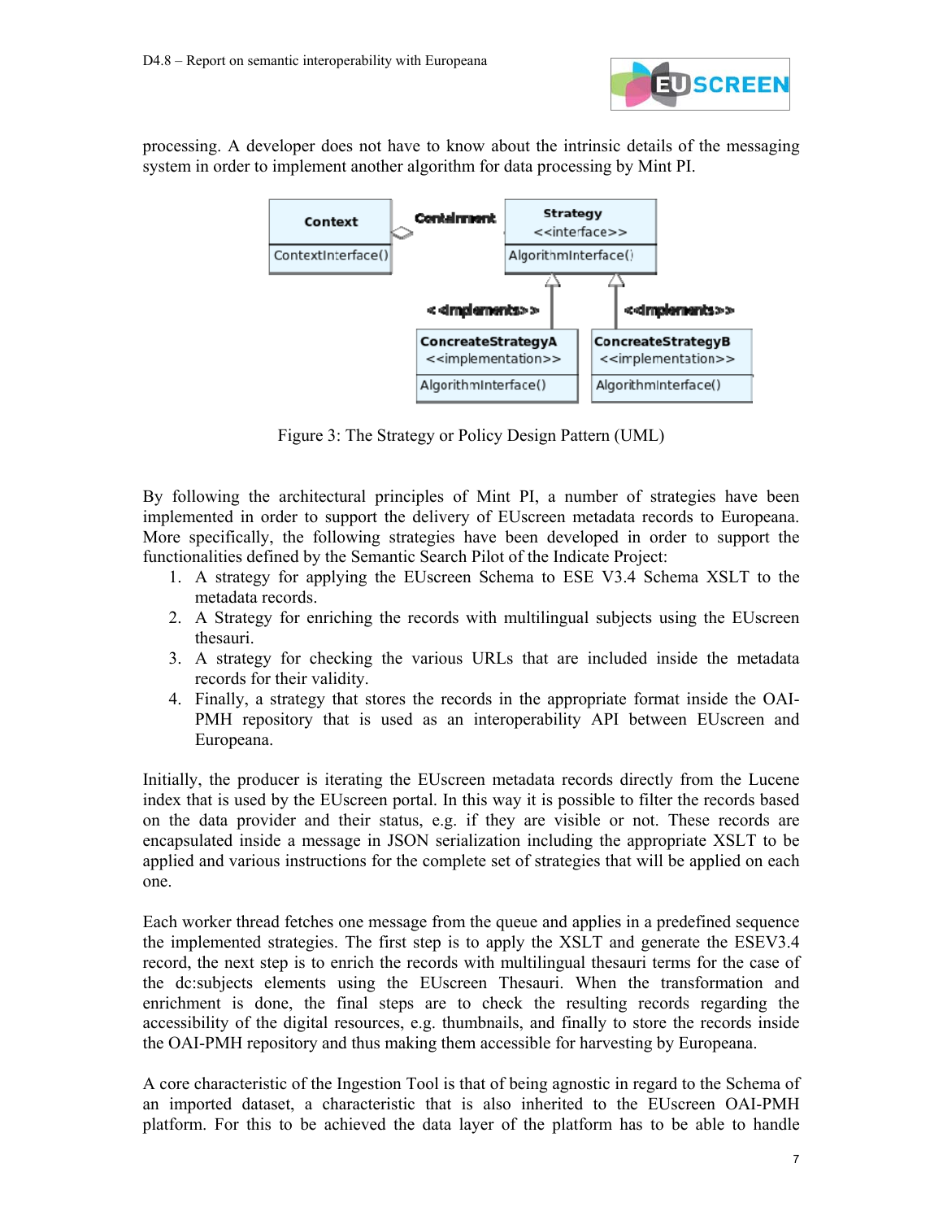processing. A developer does not have to know about the intrinsic details of the messaging system in order to implement another algorithm for data processing by Mint PI.

Figure 3: The Strategy or Policy Design Pattern (UML)

By following the architectural principles of Mint PI, a number of strategies have been implemented in order to support the delivery of EUscreen metadata records to Europeana. More specifically, the following strategies have been developed in order to support the functionalities defined by the Semantic Search Pilot of the Indicate Project:

1. A strategy for applying the EUscreen Schema to ESE V3.4 Schema XSLT to the metadata records.
2. A Strategy for enriching the records with multilingual subjects using the EUscreen thesauri.
3. A strategy for checking the various URLs that are included inside the metadata records for their validity.
4. Finally, a strategy that stores the records in the appropriate format inside the OAI-PMH repository that is used as an interoperability API between EUscreen and Europeana.

Initially, the producer is iterating the EUscreen metadata records directly from the Lucene index that is used by the EUscreen portal. In this way it is possible to filter the records based on the data provider and their status, e.g. if they are visible or not. These records are encapsulated inside a message in JSON serialization including the appropriate XSLT to be applied and various instructions for the complete set of strategies that will be applied on each one.

Each worker thread fetches one message from the queue and applies in a predefined sequence the implemented strategies. The first step is to apply the XSLT and generate the ESEV3.4 record, the next step is to enrich the records with multilingual thesauri terms for the case of the dc:subjects elements using the EUscreen Thesauri. When the transformation and enrichment is done, the final steps are to check the resulting records regarding the accessibility of the digital resources, e.g. thumbnails, and finally to store the records inside the OAI-PMH repository and thus making them accessible for harvesting by Europeana.

A core characteristic of the Ingestion Tool is that of being agnostic in regard to the Schema of an imported dataset, a characteristic that is also inherited to the EUscreen OAI-PMH platform. For this to be achieved the data layer of the platform has to be able to handle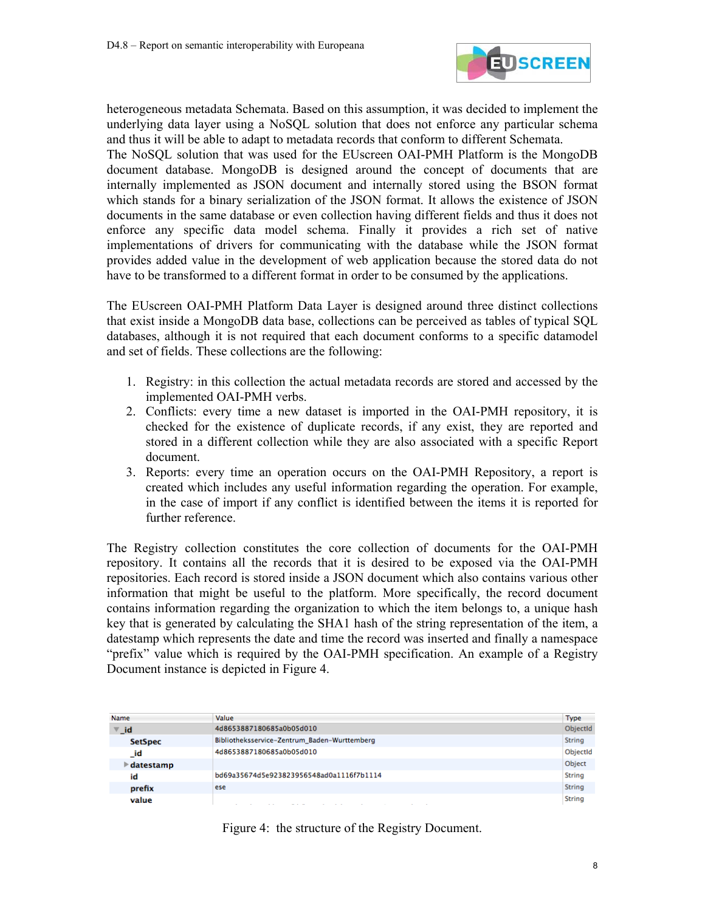heterogeneous metadata Schemata. Based on this assumption, it was decided to implement the underlying data layer using a NoSQL solution that does not enforce any particular schema and thus it will be able to adapt to metadata records that conform to different Schemata.
The NoSQL solution that was used for the EUscreen OAI-PMH Platform is the MongoDB document database. MongoDB is designed around the concept of documents that are internally implemented as JSON document and internally stored using the BSON format which stands for a binary serialization of the JSON format. It allows the existence of JSON documents in the same database or even collection having different fields and thus it does not enforce any specific data model schema. Finally it provides a rich set of native implementations of drivers for communicating with the database while the JSON format provides added value in the development of web application because the stored data do not have to be transformed to a different format in order to be consumed by the applications.

The EUscreen OAI-PMH Platform Data Layer is designed around three distinct collections that exist inside a MongoDB data base, collections can be perceived as tables of typical SQL databases, although it is not required that each document conforms to a specific datamodel and set of fields. These collections are the following:

1. Registry: in this collection the actual metadata records are stored and accessed by the implemented OAI-PMH verbs.
2. Conflicts: every time a new dataset is imported in the OAI-PMH repository, it is checked for the existence of duplicate records, if any exist, they are reported and stored in a different collection while they are also associated with a specific Report document.
3. Reports: every time an operation occurs on the OAI-PMH Repository, a report is created which includes any useful information regarding the operation. For example, in the case of import if any conflict is identified between the items it is reported for further reference.

The Registry collection constitutes the core collection of documents for the OAI-PMH repository. It contains all the records that it is desired to be exposed via the OAI-PMH repositories. Each record is stored inside a JSON document which also contains various other information that might be useful to the platform. More specifically, the record document contains information regarding the organization to which the item belongs to, a unique hash key that is generated by calculating the SHA1 hash of the string representation of the item, a datestamp which represents the date and time the record was inserted and finally a namespace "prefix" value which is required by the OAI-PMH specification. An example of a Registry Document instance is depicted in Figure 4.

| Name | Value | Type |
|---|---|---|
| ▼ _id | 4d8653887180685a0b05d010 | ObjectId |
| SetSpec | Bibliotheksservice-Zentrum_Baden-Wurttemberg | String |
| _id | 4d8653887180685a0b05d010 | ObjectId |
| ▶ datestamp | | Object |
| id | bd69a35674d5e923823956548ad0a1116f7b1114 | String |
| prefix | ese | String |
| value | | String |

Figure 4: the structure of the Registry Document.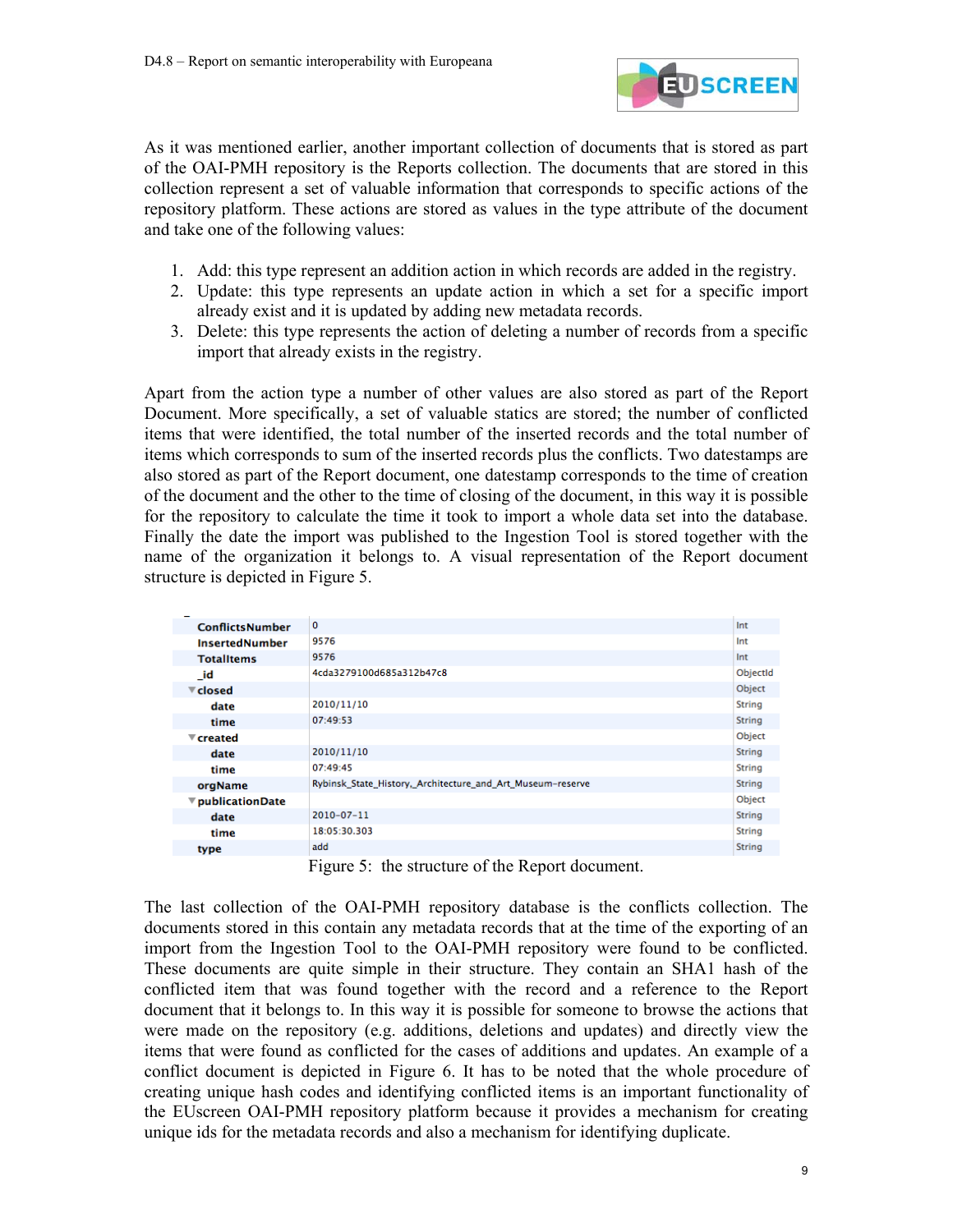As it was mentioned earlier, another important collection of documents that is stored as part of the OAI-PMH repository is the Reports collection. The documents that are stored in this collection represent a set of valuable information that corresponds to specific actions of the repository platform. These actions are stored as values in the type attribute of the document and take one of the following values:

1. Add: this type represent an addition action in which records are added in the registry.
2. Update: this type represents an update action in which a set for a specific import already exist and it is updated by adding new metadata records.
3. Delete: this type represents the action of deleting a number of records from a specific import that already exists in the registry.

Apart from the action type a number of other values are also stored as part of the Report Document. More specifically, a set of valuable statics are stored; the number of conflicted items that were identified, the total number of the inserted records and the total number of items which corresponds to sum of the inserted records plus the conflicts. Two datestamps are also stored as part of the Report document, one datestamp corresponds to the time of creation of the document and the other to the time of closing of the document, in this way it is possible for the repository to calculate the time it took to import a whole data set into the database. Finally the date the import was published to the Ingestion Tool is stored together with the name of the organization it belongs to. A visual representation of the Report document structure is depicted in Figure 5.

| Field | Value | Type |
|---|---|---|
| ConflictsNumber | 0 | Int |
| InsertedNumber | 9576 | Int |
| TotalItems | 9576 | Int |
| _id | 4cda3279100d685a312b47c8 | ObjectId |
| ▼closed | | Object |
| date | 2010/11/10 | String |
| time | 07:49:53 | String |
| ▼created | | Object |
| date | 2010/11/10 | String |
| time | 07:49:45 | String |
| orgName | Rybinsk_State_History,_Architecture_and_Art_Museum-reserve | String |
| ▼publicationDate | | Object |
| date | 2010-07-11 | String |
| time | 18:05:30.303 | String |
| type | add | String |

Figure 5: the structure of the Report document.

The last collection of the OAI-PMH repository database is the conflicts collection. The documents stored in this contain any metadata records that at the time of the exporting of an import from the Ingestion Tool to the OAI-PMH repository were found to be conflicted. These documents are quite simple in their structure. They contain an SHA1 hash of the conflicted item that was found together with the record and a reference to the Report document that it belongs to. In this way it is possible for someone to browse the actions that were made on the repository (e.g. additions, deletions and updates) and directly view the items that were found as conflicted for the cases of additions and updates. An example of a conflict document is depicted in Figure 6. It has to be noted that the whole procedure of creating unique hash codes and identifying conflicted items is an important functionality of the EUscreen OAI-PMH repository platform because it provides a mechanism for creating unique ids for the metadata records and also a mechanism for identifying duplicate.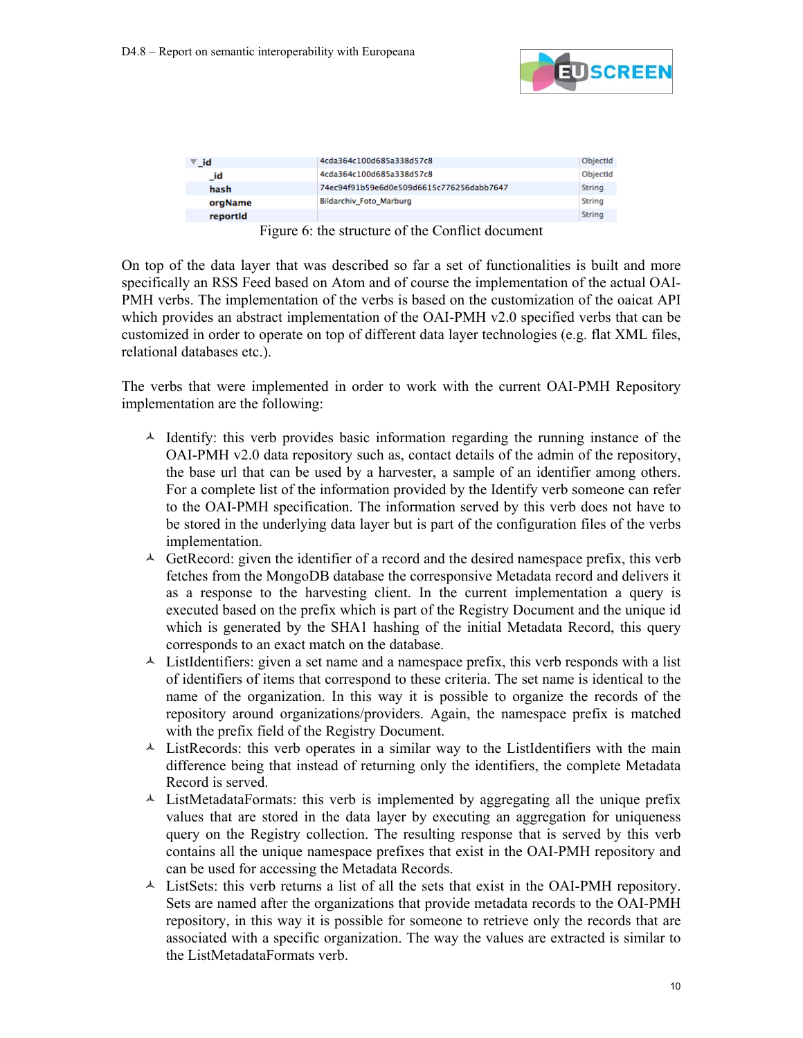| ▼ _id | 4cda364c100d685a338d57c8 | ObjectId |
|---|---|---|
| _id | 4cda364c100d685a338d57c8 | ObjectId |
| hash | 74ec94f91b59e6d0e509d6615c776256dabb7647 | String |
| orgName | Bildarchiv_Foto_Marburg | String |
| reportId | | String |

Figure 6: the structure of the Conflict document

On top of the data layer that was described so far a set of functionalities is built and more specifically an RSS Feed based on Atom and of course the implementation of the actual OAI-PMH verbs. The implementation of the verbs is based on the customization of the oaicat API which provides an abstract implementation of the OAI-PMH v2.0 specified verbs that can be customized in order to operate on top of different data layer technologies (e.g. flat XML files, relational databases etc.).

The verbs that were implemented in order to work with the current OAI-PMH Repository implementation are the following:

- Identify: this verb provides basic information regarding the running instance of the OAI-PMH v2.0 data repository such as, contact details of the admin of the repository, the base url that can be used by a harvester, a sample of an identifier among others. For a complete list of the information provided by the Identify verb someone can refer to the OAI-PMH specification. The information served by this verb does not have to be stored in the underlying data layer but is part of the configuration files of the verbs implementation.
- GetRecord: given the identifier of a record and the desired namespace prefix, this verb fetches from the MongoDB database the corresponsive Metadata record and delivers it as a response to the harvesting client. In the current implementation a query is executed based on the prefix which is part of the Registry Document and the unique id which is generated by the SHA1 hashing of the initial Metadata Record, this query corresponds to an exact match on the database.
- ListIdentifiers: given a set name and a namespace prefix, this verb responds with a list of identifiers of items that correspond to these criteria. The set name is identical to the name of the organization. In this way it is possible to organize the records of the repository around organizations/providers. Again, the namespace prefix is matched with the prefix field of the Registry Document.
- ListRecords: this verb operates in a similar way to the ListIdentifiers with the main difference being that instead of returning only the identifiers, the complete Metadata Record is served.
- ListMetadataFormats: this verb is implemented by aggregating all the unique prefix values that are stored in the data layer by executing an aggregation for uniqueness query on the Registry collection. The resulting response that is served by this verb contains all the unique namespace prefixes that exist in the OAI-PMH repository and can be used for accessing the Metadata Records.
- ListSets: this verb returns a list of all the sets that exist in the OAI-PMH repository. Sets are named after the organizations that provide metadata records to the OAI-PMH repository, in this way it is possible for someone to retrieve only the records that are associated with a specific organization. The way the values are extracted is similar to the ListMetadataFormats verb.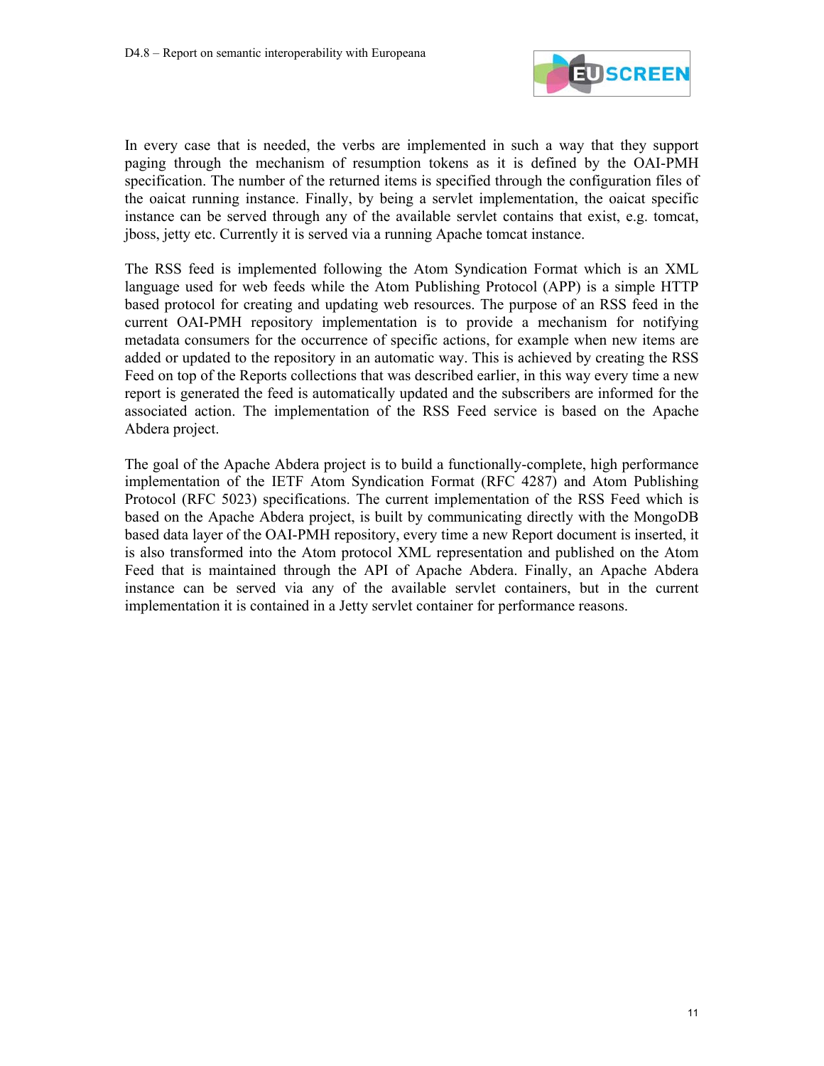In every case that is needed, the verbs are implemented in such a way that they support paging through the mechanism of resumption tokens as it is defined by the OAI-PMH specification. The number of the returned items is specified through the configuration files of the oaicat running instance. Finally, by being a servlet implementation, the oaicat specific instance can be served through any of the available servlet contains that exist, e.g. tomcat, jboss, jetty etc. Currently it is served via a running Apache tomcat instance.

The RSS feed is implemented following the Atom Syndication Format which is an XML language used for web feeds while the Atom Publishing Protocol (APP) is a simple HTTP based protocol for creating and updating web resources. The purpose of an RSS feed in the current OAI-PMH repository implementation is to provide a mechanism for notifying metadata consumers for the occurrence of specific actions, for example when new items are added or updated to the repository in an automatic way. This is achieved by creating the RSS Feed on top of the Reports collections that was described earlier, in this way every time a new report is generated the feed is automatically updated and the subscribers are informed for the associated action. The implementation of the RSS Feed service is based on the Apache Abdera project.

The goal of the Apache Abdera project is to build a functionally-complete, high performance implementation of the IETF Atom Syndication Format (RFC 4287) and Atom Publishing Protocol (RFC 5023) specifications. The current implementation of the RSS Feed which is based on the Apache Abdera project, is built by communicating directly with the MongoDB based data layer of the OAI-PMH repository, every time a new Report document is inserted, it is also transformed into the Atom protocol XML representation and published on the Atom Feed that is maintained through the API of Apache Abdera. Finally, an Apache Abdera instance can be served via any of the available servlet containers, but in the current implementation it is contained in a Jetty servlet container for performance reasons.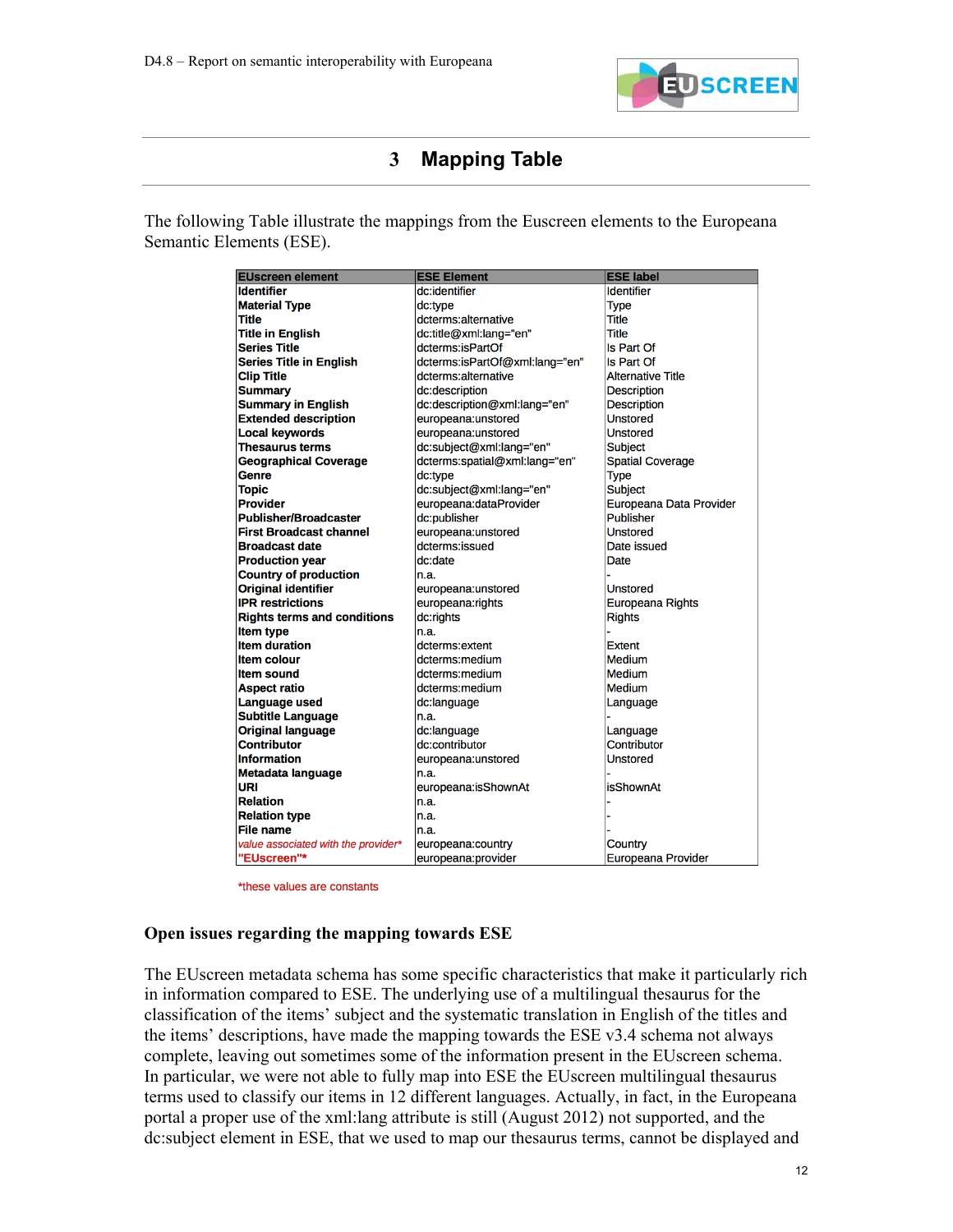# 3 Mapping Table

The following Table illustrate the mappings from the Euscreen elements to the Europeana Semantic Elements (ESE).

| EUscreen element | ESE Element | ESE label |
|---|---|---|
| **Identifier** | dc:identifier | Identifier |
| **Material Type** | dc:type | Type |
| **Title** | dcterms:alternative | Title |
| **Title in English** | dc:title@xml:lang="en" | Title |
| **Series Title** | dcterms:isPartOf | Is Part Of |
| **Series Title in English** | dcterms:isPartOf@xml:lang="en" | Is Part Of |
| **Clip Title** | dcterms:alternative | Alternative Title |
| **Summary** | dc:description | Description |
| **Summary in English** | dc:description@xml:lang="en" | Description |
| **Extended description** | europeana:unstored | Unstored |
| **Local keywords** | europeana:unstored | Unstored |
| **Thesaurus terms** | dc:subject@xml:lang="en" | Subject |
| **Geographical Coverage** | dcterms:spatial@xml:lang="en" | Spatial Coverage |
| **Genre** | dc:type | Type |
| **Topic** | dc:subject@xml:lang="en" | Subject |
| **Provider** | europeana:dataProvider | Europeana Data Provider |
| **Publisher/Broadcaster** | dc:publisher | Publisher |
| **First Broadcast channel** | europeana:unstored | Unstored |
| **Broadcast date** | dcterms:issued | Date issued |
| **Production year** | dc:date | Date |
| **Country of production** | n.a. | - |
| **Original identifier** | europeana:unstored | Unstored |
| **IPR restrictions** | europeana:rights | Europeana Rights |
| **Rights terms and conditions** | dc:rights | Rights |
| **Item type** | n.a. | - |
| **Item duration** | dcterms:extent | Extent |
| **Item colour** | dcterms:medium | Medium |
| **Item sound** | dcterms:medium | Medium |
| **Aspect ratio** | dcterms:medium | Medium |
| **Language used** | dc:language | Language |
| **Subtitle Language** | n.a. | - |
| **Original language** | dc:language | Language |
| **Contributor** | dc:contributor | Contributor |
| **Information** | europeana:unstored | Unstored |
| **Metadata language** | n.a. | - |
| **URI** | europeana:isShownAt | isShownAt |
| **Relation** | n.a. | - |
| **Relation type** | n.a. | - |
| **File name** | n.a. | - |
| *value associated with the provider** | europeana:country | Country |
| **"EUscreen"*** | europeana:provider | Europeana Provider |

*these values are constants

### Open issues regarding the mapping towards ESE

The EUscreen metadata schema has some specific characteristics that make it particularly rich in information compared to ESE. The underlying use of a multilingual thesaurus for the classification of the items' subject and the systematic translation in English of the titles and the items' descriptions, have made the mapping towards the ESE v3.4 schema not always complete, leaving out sometimes some of the information present in the EUscreen schema. In particular, we were not able to fully map into ESE the EUscreen multilingual thesaurus terms used to classify our items in 12 different languages. Actually, in fact, in the Europeana portal a proper use of the xml:lang attribute is still (August 2012) not supported, and the dc:subject element in ESE, that we used to map our thesaurus terms, cannot be displayed and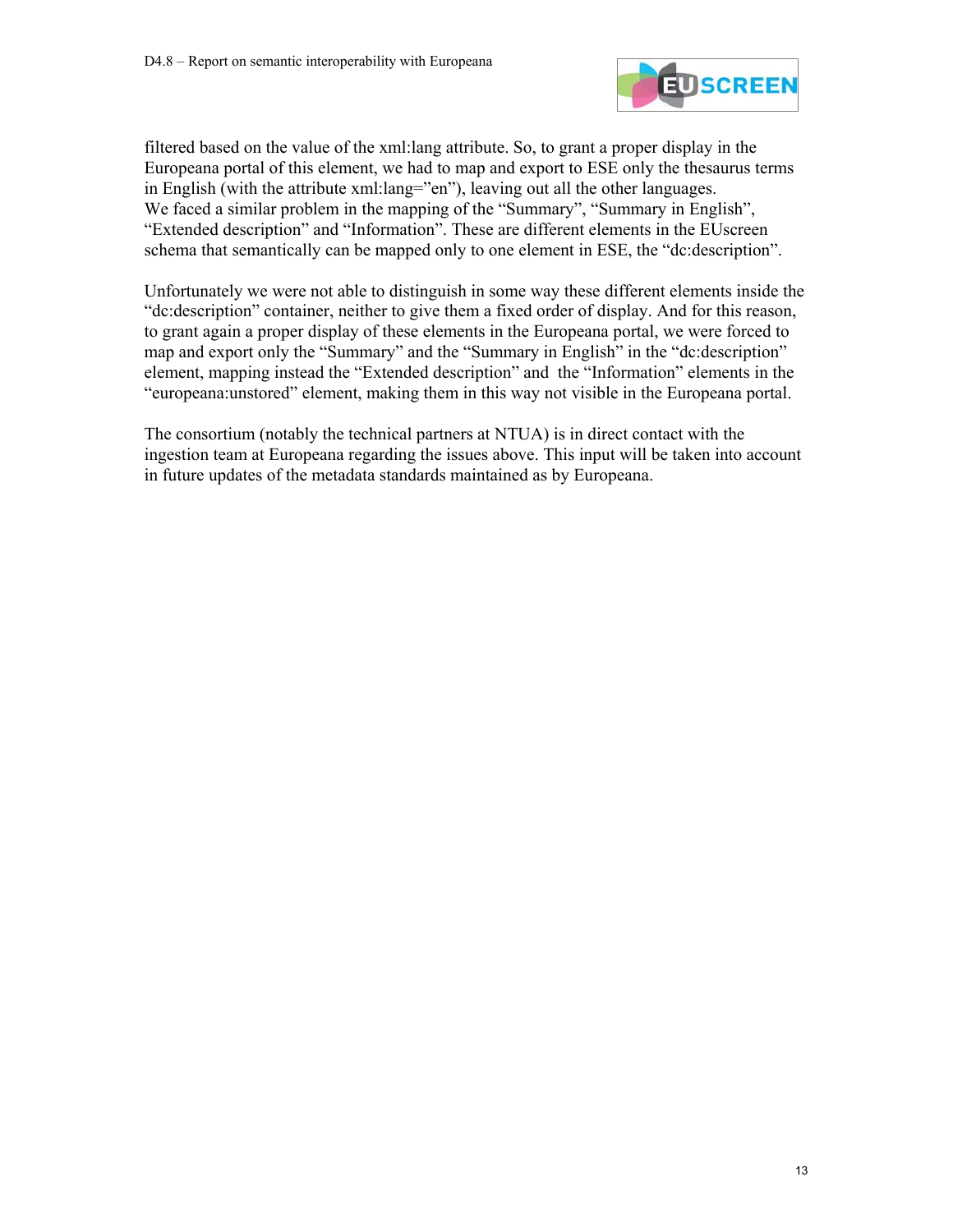filtered based on the value of the xml:lang attribute. So, to grant a proper display in the Europeana portal of this element, we had to map and export to ESE only the thesaurus terms in English (with the attribute xml:lang=”en”), leaving out all the other languages.
We faced a similar problem in the mapping of the “Summary”, “Summary in English”, “Extended description” and “Information”. These are different elements in the EUscreen schema that semantically can be mapped only to one element in ESE, the “dc:description”.

Unfortunately we were not able to distinguish in some way these different elements inside the “dc:description” container, neither to give them a fixed order of display. And for this reason, to grant again a proper display of these elements in the Europeana portal, we were forced to map and export only the “Summary” and the “Summary in English” in the “dc:description” element, mapping instead the “Extended description” and the “Information” elements in the “europeana:unstored” element, making them in this way not visible in the Europeana portal.

The consortium (notably the technical partners at NTUA) is in direct contact with the ingestion team at Europeana regarding the issues above. This input will be taken into account in future updates of the metadata standards maintained as by Europeana.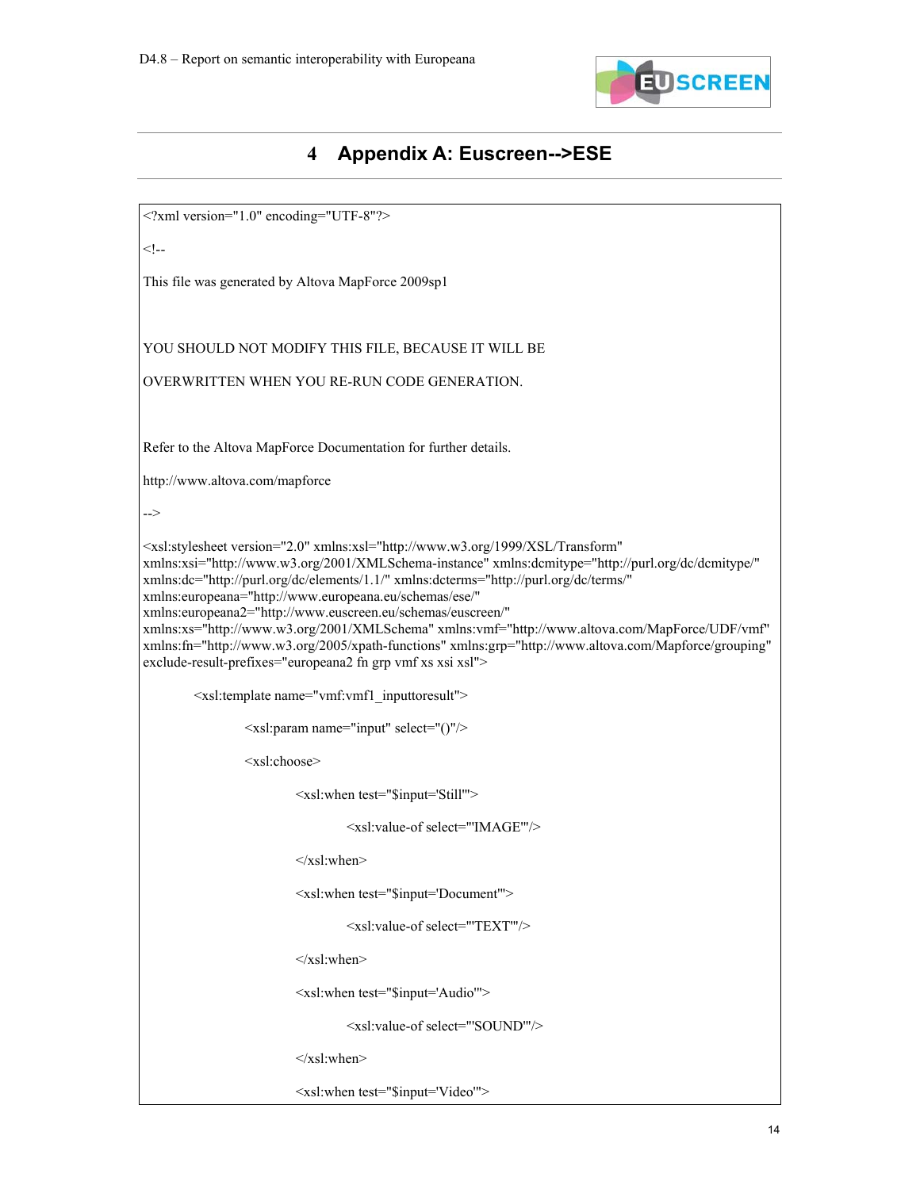# 4 Appendix A: Euscreen-->ESE

```
<?xml version="1.0" encoding="UTF-8"?>

<!--

This file was generated by Altova MapForce 2009sp1



YOU SHOULD NOT MODIFY THIS FILE, BECAUSE IT WILL BE

OVERWRITTEN WHEN YOU RE-RUN CODE GENERATION.



Refer to the Altova MapForce Documentation for further details.

http://www.altova.com/mapforce

-->

<xsl:stylesheet version="2.0" xmlns:xsl="http://www.w3.org/1999/XSL/Transform"
xmlns:xsi="http://www.w3.org/2001/XMLSchema-instance" xmlns:dcmitype="http://purl.org/dc/dcmitype/"
xmlns:dc="http://purl.org/dc/elements/1.1/" xmlns:dcterms="http://purl.org/dc/terms/"
xmlns:europeana="http://www.europeana.eu/schemas/ese/"
xmlns:europeana2="http://www.euscreen.eu/schemas/euscreen/"
xmlns:xs="http://www.w3.org/2001/XMLSchema" xmlns:vmf="http://www.altova.com/MapForce/UDF/vmf"
xmlns:fn="http://www.w3.org/2005/xpath-functions" xmlns:grp="http://www.altova.com/Mapforce/grouping"
exclude-result-prefixes="europeana2 fn grp vmf xs xsi xsl">

        <xsl:template name="vmf:vmf1_inputtoresult">

                <xsl:param name="input" select="()"/>

                <xsl:choose>

                        <xsl:when test="$input='Still'">

                                <xsl:value-of select="'IMAGE'"/>

                        </xsl:when>

                        <xsl:when test="$input='Document'">

                                <xsl:value-of select="'TEXT'"/>

                        </xsl:when>

                        <xsl:when test="$input='Audio'">

                                <xsl:value-of select="'SOUND'"/>

                        </xsl:when>

                        <xsl:when test="$input='Video'">
```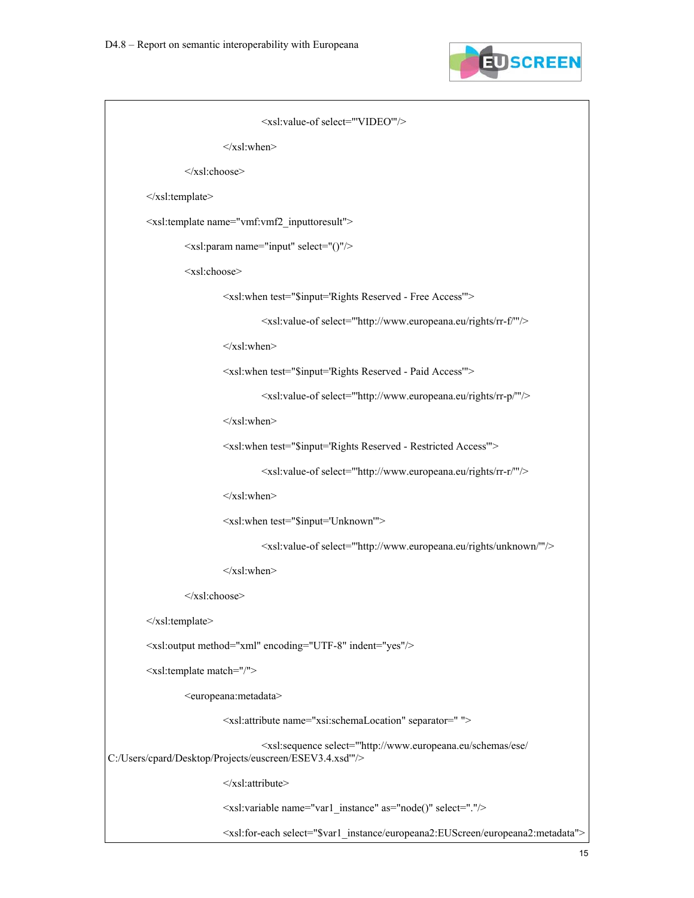```
                <xsl:value-of select="'VIDEO'"/>
            </xsl:when>
        </xsl:choose>
    </xsl:template>
    <xsl:template name="vmf:vmf2_inputtoresult">
        <xsl:param name="input" select="()"/>
        <xsl:choose>
            <xsl:when test="$input='Rights Reserved - Free Access'">
                <xsl:value-of select="'http://www.europeana.eu/rights/rr-f/'"/>
            </xsl:when>
            <xsl:when test="$input='Rights Reserved - Paid Access'">
                <xsl:value-of select="'http://www.europeana.eu/rights/rr-p/'"/>
            </xsl:when>
            <xsl:when test="$input='Rights Reserved - Restricted Access'">
                <xsl:value-of select="'http://www.europeana.eu/rights/rr-r/'"/>
            </xsl:when>
            <xsl:when test="$input='Unknown'">
                <xsl:value-of select="'http://www.europeana.eu/rights/unknown/'"/>
            </xsl:when>
        </xsl:choose>
    </xsl:template>
    <xsl:output method="xml" encoding="UTF-8" indent="yes"/>
    <xsl:template match="/">
        <europeana:metadata>
            <xsl:attribute name="xsi:schemaLocation" separator=" ">
                <xsl:sequence select="'http://www.europeana.eu/schemas/ese/
C:/Users/cpard/Desktop/Projects/euscreen/ESEV3.4.xsd'"/>
            </xsl:attribute>
            <xsl:variable name="var1_instance" as="node()" select="."/>
            <xsl:for-each select="$var1_instance/europeana2:EUScreen/europeana2:metadata">
```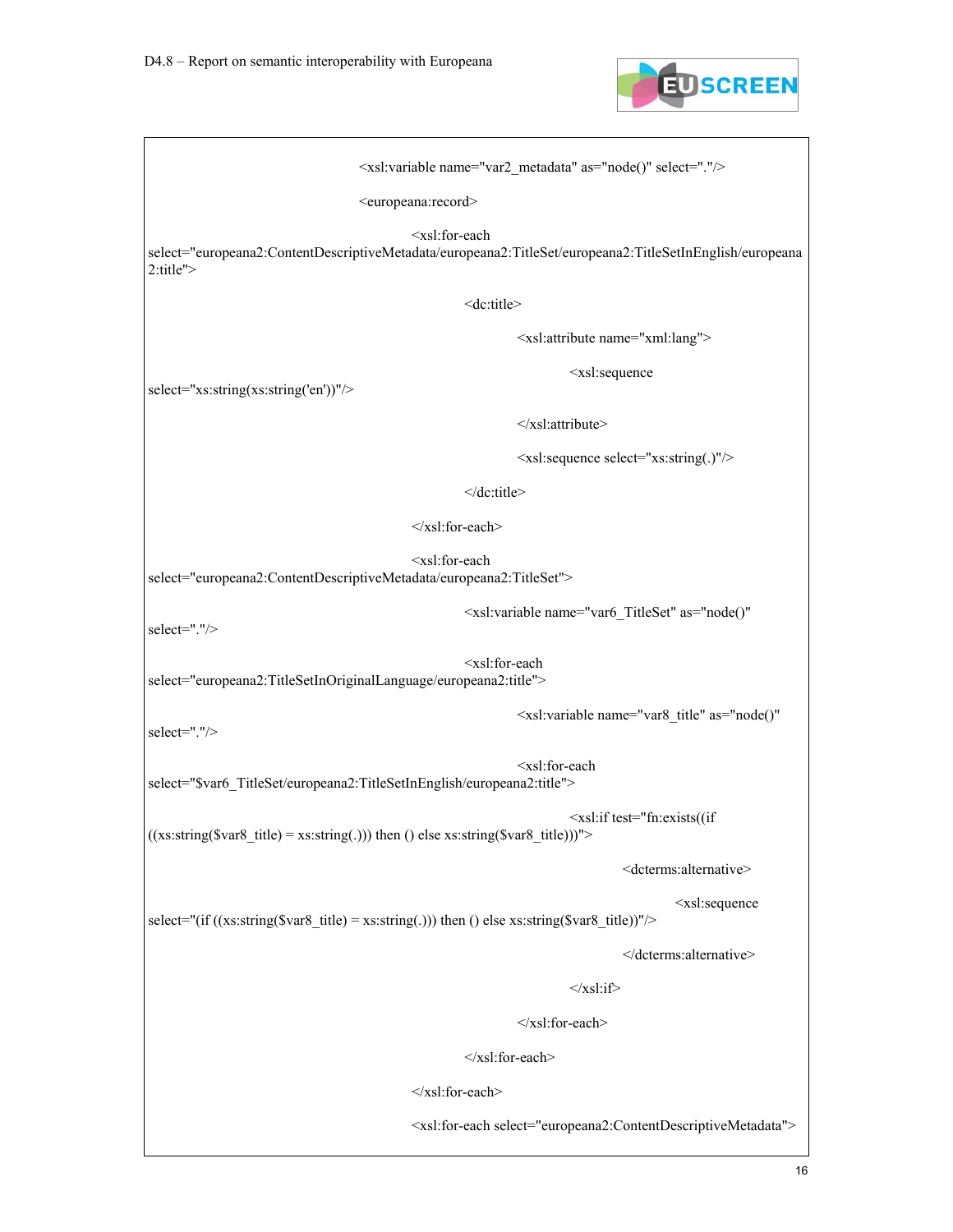```
<xsl:variable name="var2_metadata" as="node()" select="."/>

<europeana:record>

<xsl:for-each
select="europeana2:ContentDescriptiveMetadata/europeana2:TitleSet/europeana2:TitleSetInEnglish/europeana2:title">

<dc:title>

<xsl:attribute name="xml:lang">

<xsl:sequence
select="xs:string(xs:string('en'))"/>

</xsl:attribute>

<xsl:sequence select="xs:string(.)"/>

</dc:title>

</xsl:for-each>

<xsl:for-each
select="europeana2:ContentDescriptiveMetadata/europeana2:TitleSet">

<xsl:variable name="var6_TitleSet" as="node()"
select="."/>

<xsl:for-each
select="europeana2:TitleSetInOriginalLanguage/europeana2:title">

<xsl:variable name="var8_title" as="node()"
select="."/>

<xsl:for-each
select="$var6_TitleSet/europeana2:TitleSetInEnglish/europeana2:title">

<xsl:if test="fn:exists((if
((xs:string($var8_title) = xs:string(.))) then () else xs:string($var8_title)))">

<dcterms:alternative>

<xsl:sequence
select="(if ((xs:string($var8_title) = xs:string(.))) then () else xs:string($var8_title))"/>

</dcterms:alternative>

</xsl:if>

</xsl:for-each>

</xsl:for-each>

</xsl:for-each>

<xsl:for-each select="europeana2:ContentDescriptiveMetadata">
```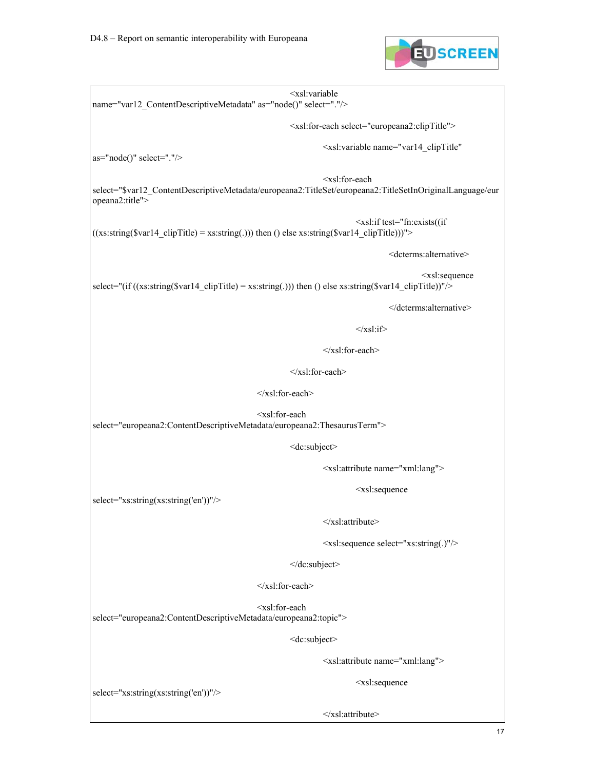```
<xsl:variable
name="var12_ContentDescriptiveMetadata" as="node()" select="."/>

<xsl:for-each select="europeana2:clipTitle">

<xsl:variable name="var14_clipTitle"
as="node()" select="."/>

<xsl:for-each
select="$var12_ContentDescriptiveMetadata/europeana2:TitleSet/europeana2:TitleSetInOriginalLanguage/europeana2:title">

<xsl:if test="fn:exists((if
((xs:string($var14_clipTitle) = xs:string(.))) then () else xs:string($var14_clipTitle)))">

<dcterms:alternative>

<xsl:sequence
select="(if ((xs:string($var14_clipTitle) = xs:string(.))) then () else xs:string($var14_clipTitle))"/>

</dcterms:alternative>

</xsl:if>

</xsl:for-each>

</xsl:for-each>

</xsl:for-each>

<xsl:for-each
select="europeana2:ContentDescriptiveMetadata/europeana2:ThesaurusTerm">

<dc:subject>

<xsl:attribute name="xml:lang">

<xsl:sequence
select="xs:string(xs:string('en'))"/>

</xsl:attribute>

<xsl:sequence select="xs:string(.)"/>

</dc:subject>

</xsl:for-each>

<xsl:for-each
select="europeana2:ContentDescriptiveMetadata/europeana2:topic">

<dc:subject>

<xsl:attribute name="xml:lang">

<xsl:sequence
select="xs:string(xs:string('en'))"/>

</xsl:attribute>
```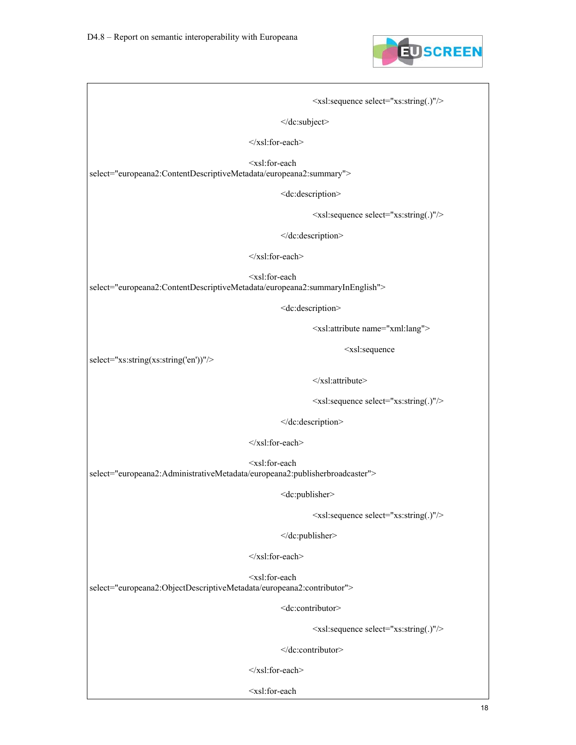```
                                        <xsl:sequence select="xs:string(.)"/>
                                </dc:subject>
                        </xsl:for-each>
                        <xsl:for-each
select="europeana2:ContentDescriptiveMetadata/europeana2:summary">
                                <dc:description>
                                        <xsl:sequence select="xs:string(.)"/>
                                </dc:description>
                        </xsl:for-each>
                        <xsl:for-each
select="europeana2:ContentDescriptiveMetadata/europeana2:summaryInEnglish">
                                <dc:description>
                                        <xsl:attribute name="xml:lang">
                                                <xsl:sequence
select="xs:string(xs:string('en'))"/>
                                        </xsl:attribute>
                                        <xsl:sequence select="xs:string(.)"/>
                                </dc:description>
                        </xsl:for-each>
                        <xsl:for-each
select="europeana2:AdministrativeMetadata/europeana2:publisherbroadcaster">
                                <dc:publisher>
                                        <xsl:sequence select="xs:string(.)"/>
                                </dc:publisher>
                        </xsl:for-each>
                        <xsl:for-each
select="europeana2:ObjectDescriptiveMetadata/europeana2:contributor">
                                <dc:contributor>
                                        <xsl:sequence select="xs:string(.)"/>
                                </dc:contributor>
                        </xsl:for-each>
                        <xsl:for-each
```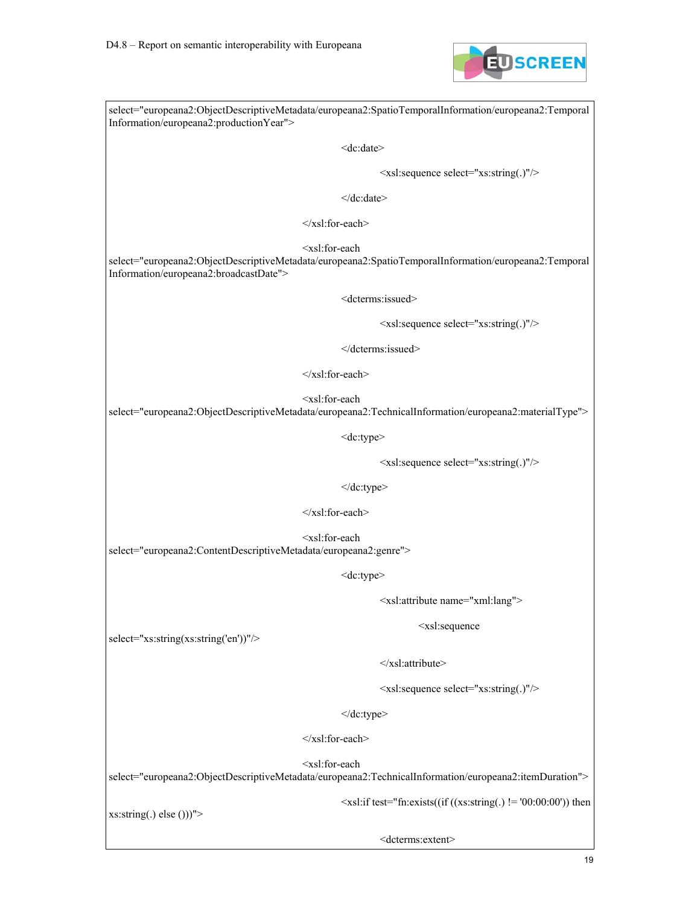```
select="europeana2:ObjectDescriptiveMetadata/europeana2:SpatioTemporalInformation/europeana2:TemporalInformation/europeana2:productionYear">
                <dc:date>
                    <xsl:sequence select="xs:string(.)"/>
                </dc:date>
            </xsl:for-each>
            <xsl:for-each
select="europeana2:ObjectDescriptiveMetadata/europeana2:SpatioTemporalInformation/europeana2:TemporalInformation/europeana2:broadcastDate">
                <dcterms:issued>
                    <xsl:sequence select="xs:string(.)"/>
                </dcterms:issued>
            </xsl:for-each>
            <xsl:for-each
select="europeana2:ObjectDescriptiveMetadata/europeana2:TechnicalInformation/europeana2:materialType">
                <dc:type>
                    <xsl:sequence select="xs:string(.)"/>
                </dc:type>
            </xsl:for-each>
            <xsl:for-each
select="europeana2:ContentDescriptiveMetadata/europeana2:genre">
                <dc:type>
                    <xsl:attribute name="xml:lang">
                        <xsl:sequence
select="xs:string(xs:string('en'))"/>
                    </xsl:attribute>
                    <xsl:sequence select="xs:string(.)"/>
                </dc:type>
            </xsl:for-each>
            <xsl:for-each
select="europeana2:ObjectDescriptiveMetadata/europeana2:TechnicalInformation/europeana2:itemDuration">
                <xsl:if test="fn:exists((if ((xs:string(.) != '00:00:00')) then
xs:string(.) else ()))">
                    <dcterms:extent>
```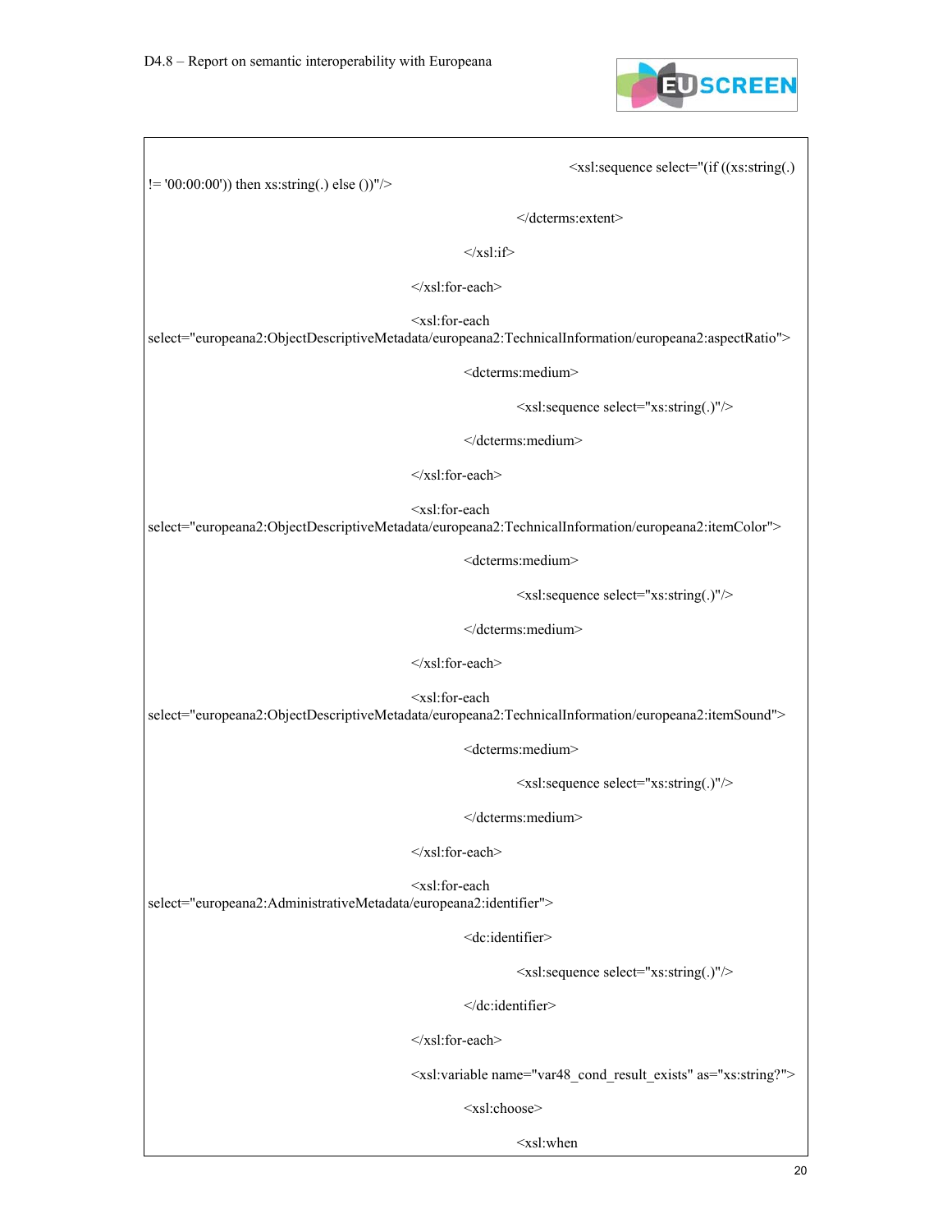```
<xsl:sequence select="(if ((xs:string(.) != '00:00:00')) then xs:string(.) else ())"/>
</dcterms:extent>
</xsl:if>
</xsl:for-each>
<xsl:for-each select="europeana2:ObjectDescriptiveMetadata/europeana2:TechnicalInformation/europeana2:aspectRatio">
<dcterms:medium>
<xsl:sequence select="xs:string(.)"/>
</dcterms:medium>
</xsl:for-each>
<xsl:for-each select="europeana2:ObjectDescriptiveMetadata/europeana2:TechnicalInformation/europeana2:itemColor">
<dcterms:medium>
<xsl:sequence select="xs:string(.)"/>
</dcterms:medium>
</xsl:for-each>
<xsl:for-each select="europeana2:ObjectDescriptiveMetadata/europeana2:TechnicalInformation/europeana2:itemSound">
<dcterms:medium>
<xsl:sequence select="xs:string(.)"/>
</dcterms:medium>
</xsl:for-each>
<xsl:for-each select="europeana2:AdministrativeMetadata/europeana2:identifier">
<dc:identifier>
<xsl:sequence select="xs:string(.)"/>
</dc:identifier>
</xsl:for-each>
<xsl:variable name="var48_cond_result_exists" as="xs:string?">
<xsl:choose>
<xsl:when
```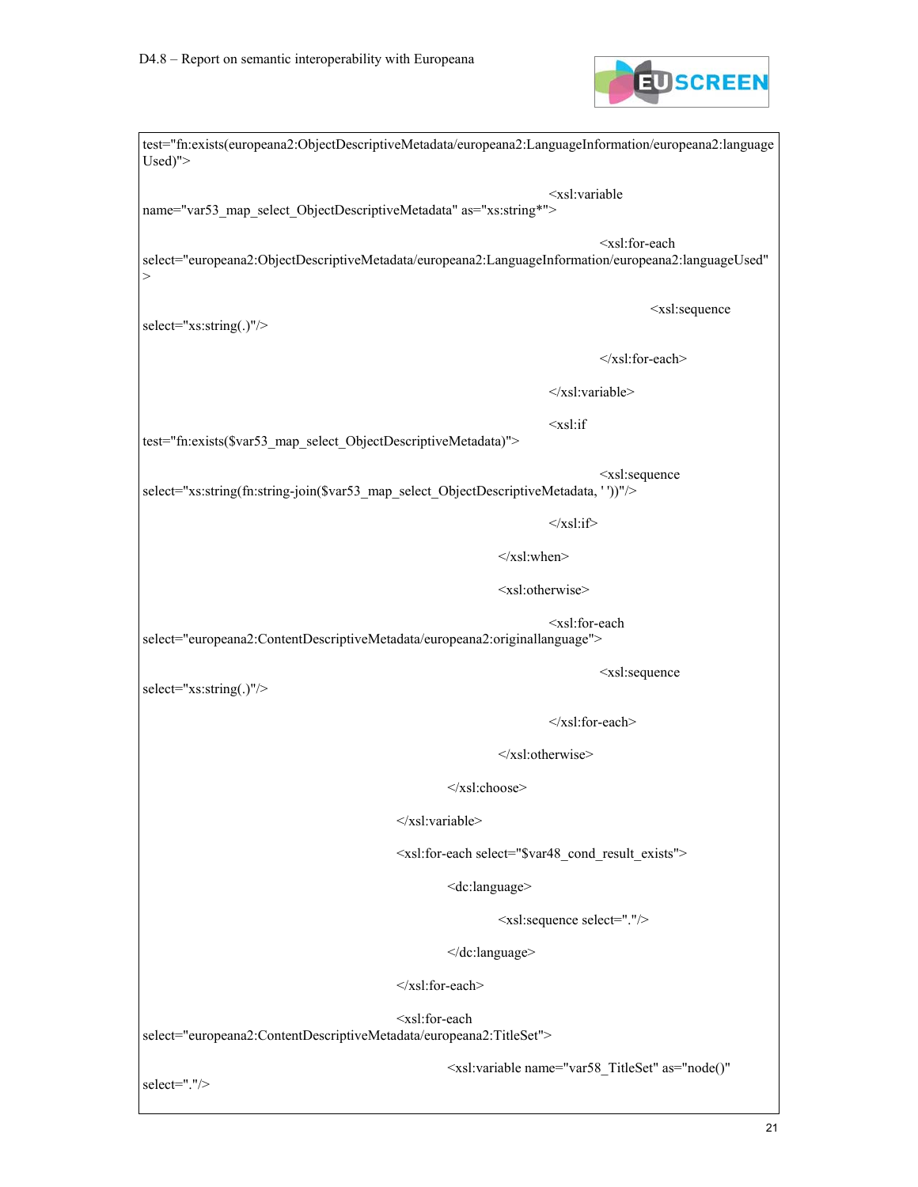```
test="fn:exists(europeana2:ObjectDescriptiveMetadata/europeana2:LanguageInformation/europeana2:languageUsed)">
                    <xsl:variable name="var53_map_select_ObjectDescriptiveMetadata" as="xs:string*">
                        <xsl:for-each select="europeana2:ObjectDescriptiveMetadata/europeana2:LanguageInformation/europeana2:languageUsed">
                            <xsl:sequence select="xs:string(.)"/>
                        </xsl:for-each>
                    </xsl:variable>
                    <xsl:if test="fn:exists($var53_map_select_ObjectDescriptiveMetadata)">
                        <xsl:sequence select="xs:string(fn:string-join($var53_map_select_ObjectDescriptiveMetadata, ' '))"/>
                    </xsl:if>
                </xsl:when>
                <xsl:otherwise>
                    <xsl:for-each select="europeana2:ContentDescriptiveMetadata/europeana2:originallanguage">
                        <xsl:sequence select="xs:string(.)"/>
                    </xsl:for-each>
                </xsl:otherwise>
            </xsl:choose>
        </xsl:variable>
        <xsl:for-each select="$var48_cond_result_exists">
            <dc:language>
                <xsl:sequence select="."/>
            </dc:language>
        </xsl:for-each>
        <xsl:for-each select="europeana2:ContentDescriptiveMetadata/europeana2:TitleSet">
            <xsl:variable name="var58_TitleSet" as="node()" select="."/>
```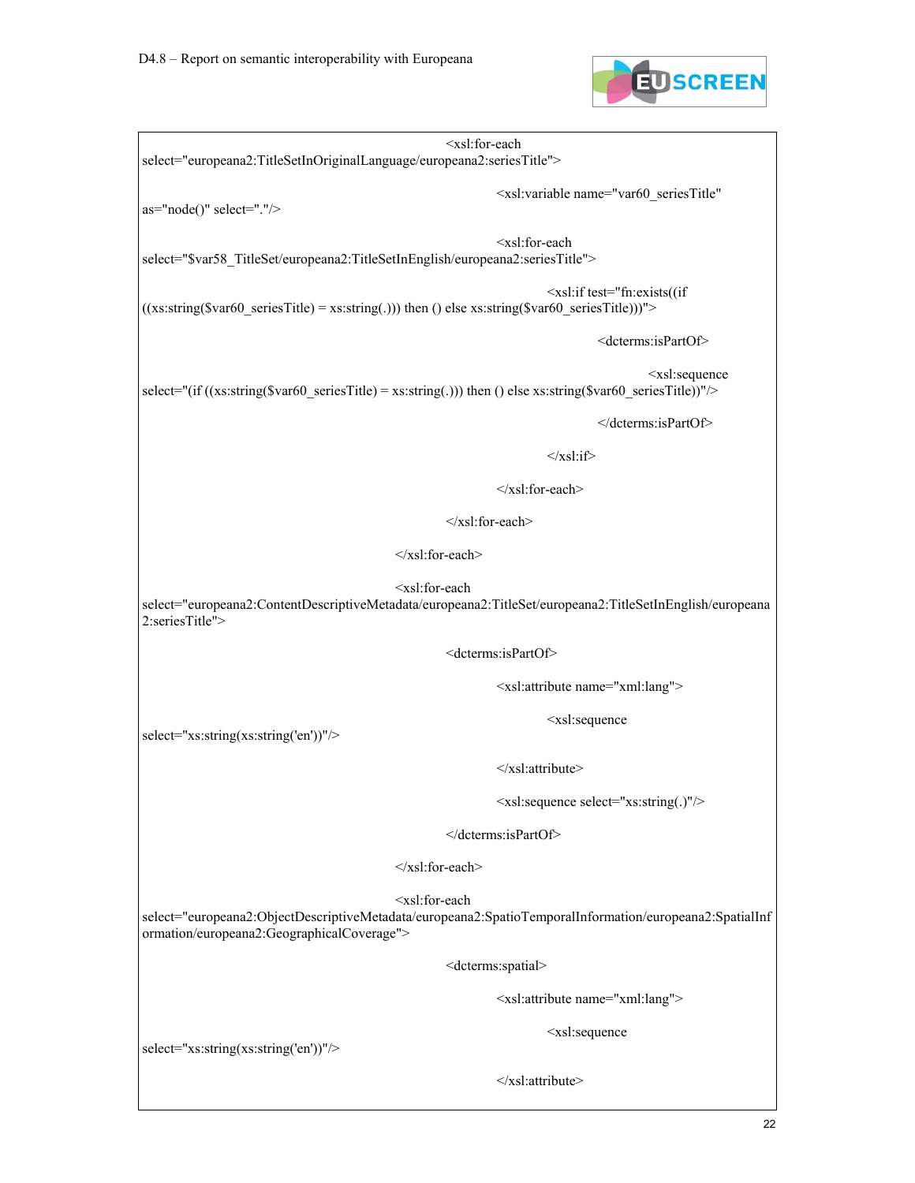```
                                    <xsl:for-each
select="europeana2:TitleSetInOriginalLanguage/europeana2:seriesTitle">
                                        <xsl:variable name="var60_seriesTitle"
as="node()" select="."/>
                                        <xsl:for-each
select="$var58_TitleSet/europeana2:TitleSetInEnglish/europeana2:seriesTitle">
                                            <xsl:if test="fn:exists((if
((xs:string($var60_seriesTitle) = xs:string(.))) then () else xs:string($var60_seriesTitle)))">
                                                <dcterms:isPartOf>
                                                    <xsl:sequence
select="(if ((xs:string($var60_seriesTitle) = xs:string(.))) then () else xs:string($var60_seriesTitle))"/>
                                                </dcterms:isPartOf>
                                            </xsl:if>
                                        </xsl:for-each>
                                    </xsl:for-each>
                                </xsl:for-each>
                                <xsl:for-each
select="europeana2:ContentDescriptiveMetadata/europeana2:TitleSet/europeana2:TitleSetInEnglish/europeana2:seriesTitle">
                                    <dcterms:isPartOf>
                                        <xsl:attribute name="xml:lang">
                                            <xsl:sequence
select="xs:string(xs:string('en'))"/>
                                        </xsl:attribute>
                                        <xsl:sequence select="xs:string(.)"/>
                                    </dcterms:isPartOf>
                                </xsl:for-each>
                                <xsl:for-each
select="europeana2:ObjectDescriptiveMetadata/europeana2:SpatioTemporalInformation/europeana2:SpatialInformation/europeana2:GeographicalCoverage">
                                    <dcterms:spatial>
                                        <xsl:attribute name="xml:lang">
                                            <xsl:sequence
select="xs:string(xs:string('en'))"/>
                                        </xsl:attribute>
```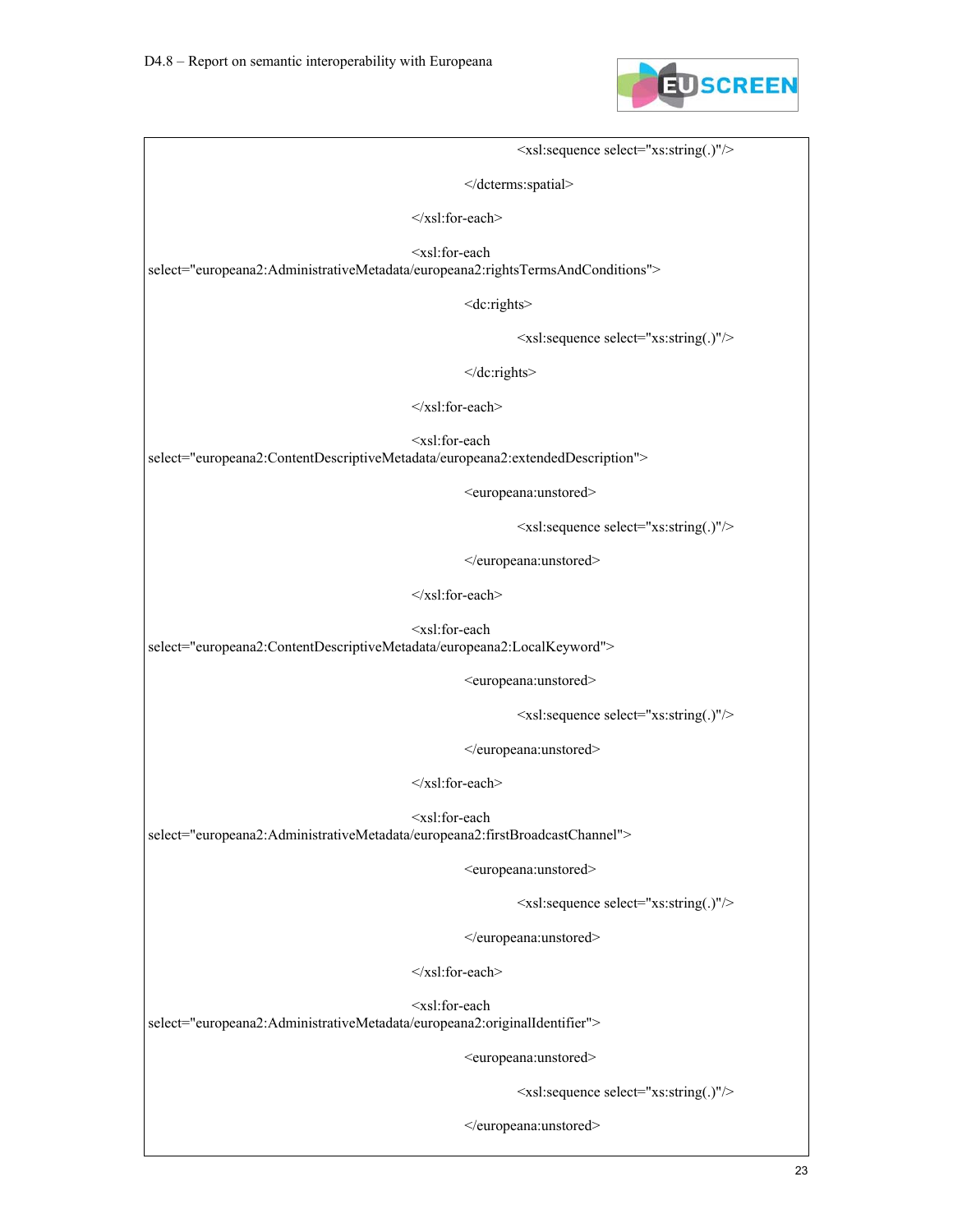```
<xsl:sequence select="xs:string(.)"/>
</dcterms:spatial>
</xsl:for-each>
<xsl:for-each
select="europeana2:AdministrativeMetadata/europeana2:rightsTermsAndConditions">
<dc:rights>
<xsl:sequence select="xs:string(.)"/>
</dc:rights>
</xsl:for-each>
<xsl:for-each
select="europeana2:ContentDescriptiveMetadata/europeana2:extendedDescription">
<europeana:unstored>
<xsl:sequence select="xs:string(.)"/>
</europeana:unstored>
</xsl:for-each>
<xsl:for-each
select="europeana2:ContentDescriptiveMetadata/europeana2:LocalKeyword">
<europeana:unstored>
<xsl:sequence select="xs:string(.)"/>
</europeana:unstored>
</xsl:for-each>
<xsl:for-each
select="europeana2:AdministrativeMetadata/europeana2:firstBroadcastChannel">
<europeana:unstored>
<xsl:sequence select="xs:string(.)"/>
</europeana:unstored>
</xsl:for-each>
<xsl:for-each
select="europeana2:AdministrativeMetadata/europeana2:originalIdentifier">
<europeana:unstored>
<xsl:sequence select="xs:string(.)"/>
</europeana:unstored>
```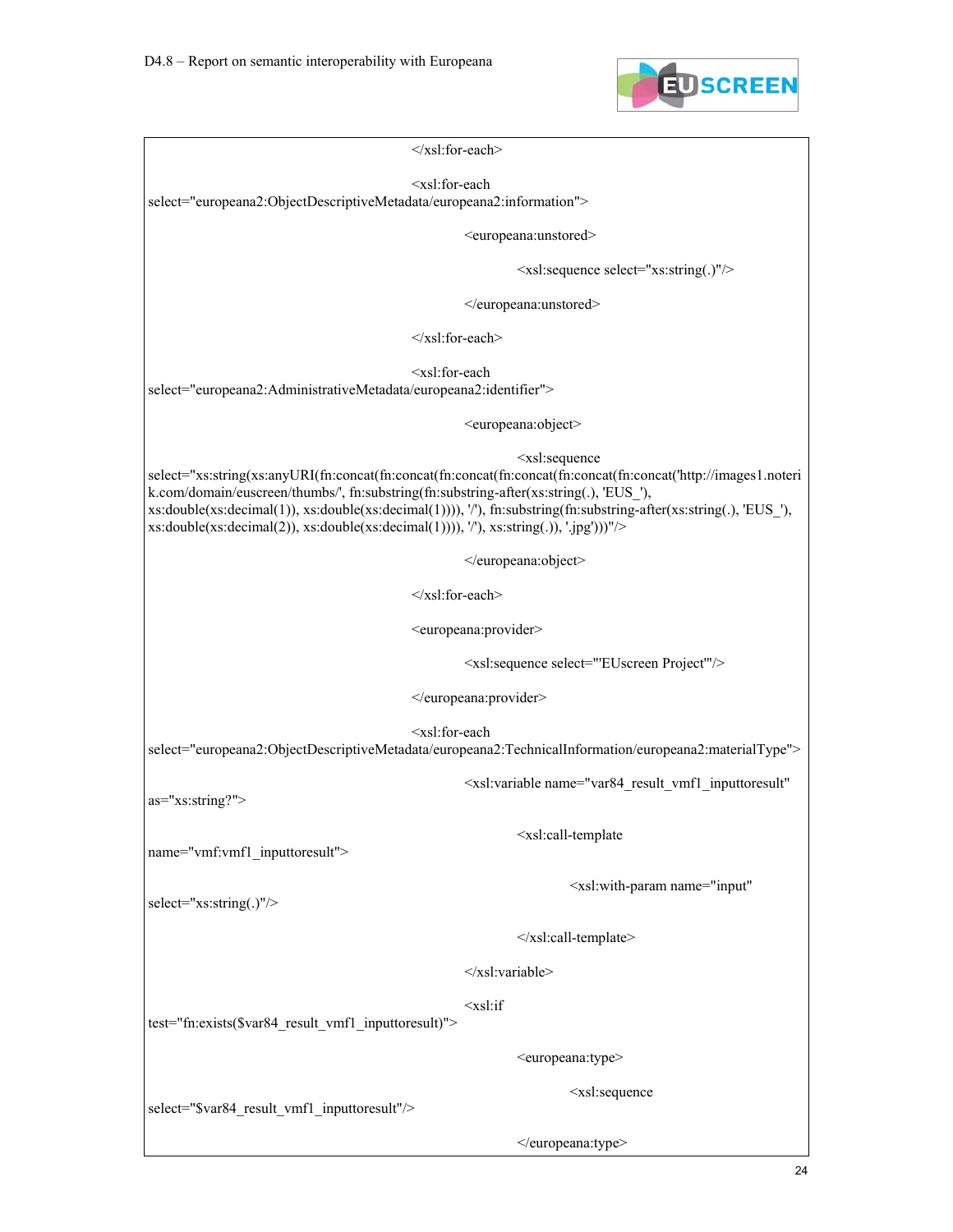```
</xsl:for-each>

<xsl:for-each
select="europeana2:ObjectDescriptiveMetadata/europeana2:information">

    <europeana:unstored>

        <xsl:sequence select="xs:string(.)"/>

    </europeana:unstored>

</xsl:for-each>

<xsl:for-each
select="europeana2:AdministrativeMetadata/europeana2:identifier">

    <europeana:object>

        <xsl:sequence
select="xs:string(xs:anyURI(fn:concat(fn:concat(fn:concat(fn:concat(fn:concat(fn:concat('http://images1.noterik.com/domain/euscreen/thumbs/', fn:substring(fn:substring-after(xs:string(.), 'EUS_'),
xs:double(xs:decimal(1)), xs:double(xs:decimal(1)))), '/'), fn:substring(fn:substring-after(xs:string(.), 'EUS_'),
xs:double(xs:decimal(2)), xs:double(xs:decimal(1)))), '/'), xs:string(.)), '.jpg')))"/>

    </europeana:object>

</xsl:for-each>

<europeana:provider>

    <xsl:sequence select="'EUscreen Project'"/>

</europeana:provider>

<xsl:for-each
select="europeana2:ObjectDescriptiveMetadata/europeana2:TechnicalInformation/europeana2:materialType">

    <xsl:variable name="var84_result_vmf1_inputtoresult"
as="xs:string?">

        <xsl:call-template
name="vmf:vmf1_inputtoresult">

            <xsl:with-param name="input"
select="xs:string(.)"/>

        </xsl:call-template>

    </xsl:variable>

    <xsl:if
test="fn:exists($var84_result_vmf1_inputtoresult)">

        <europeana:type>

            <xsl:sequence
select="$var84_result_vmf1_inputtoresult"/>

        </europeana:type>
```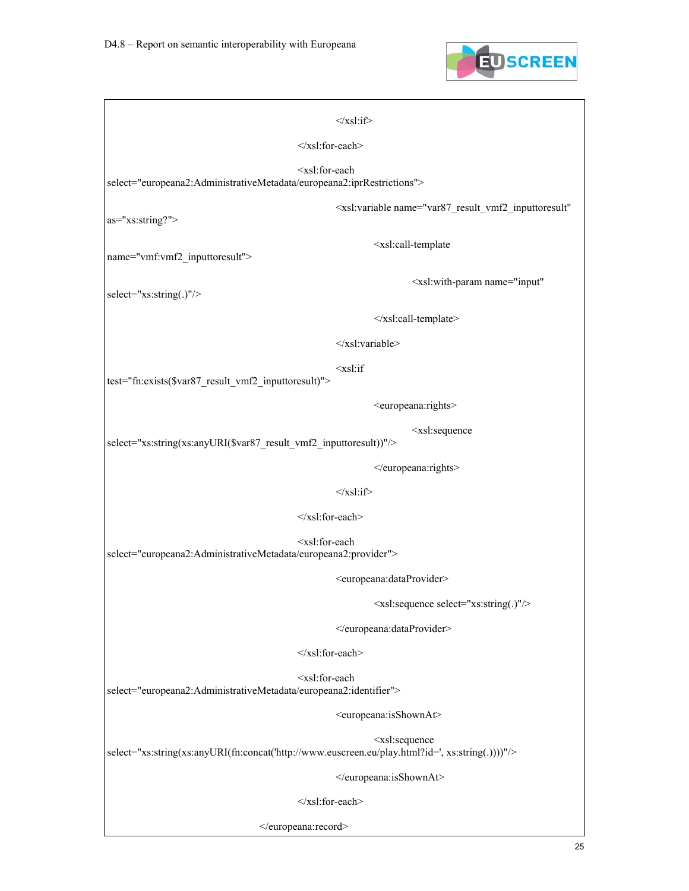```
                </xsl:if>
            </xsl:for-each>
            <xsl:for-each select="europeana2:AdministrativeMetadata/europeana2:iprRestrictions">
                <xsl:variable name="var87_result_vmf2_inputtoresult" as="xs:string?">
                    <xsl:call-template name="vmf:vmf2_inputtoresult">
                        <xsl:with-param name="input" select="xs:string(.)"/>
                    </xsl:call-template>
                </xsl:variable>
                <xsl:if test="fn:exists($var87_result_vmf2_inputtoresult)">
                    <europeana:rights>
                        <xsl:sequence select="xs:string(xs:anyURI($var87_result_vmf2_inputtoresult))"/>
                    </europeana:rights>
                </xsl:if>
            </xsl:for-each>
            <xsl:for-each select="europeana2:AdministrativeMetadata/europeana2:provider">
                <europeana:dataProvider>
                    <xsl:sequence select="xs:string(.)"/>
                </europeana:dataProvider>
            </xsl:for-each>
            <xsl:for-each select="europeana2:AdministrativeMetadata/europeana2:identifier">
                <europeana:isShownAt>
                    <xsl:sequence select="xs:string(xs:anyURI(fn:concat('http://www.euscreen.eu/play.html?id=', xs:string(.))))"/>
                </europeana:isShownAt>
            </xsl:for-each>
        </europeana:record>
```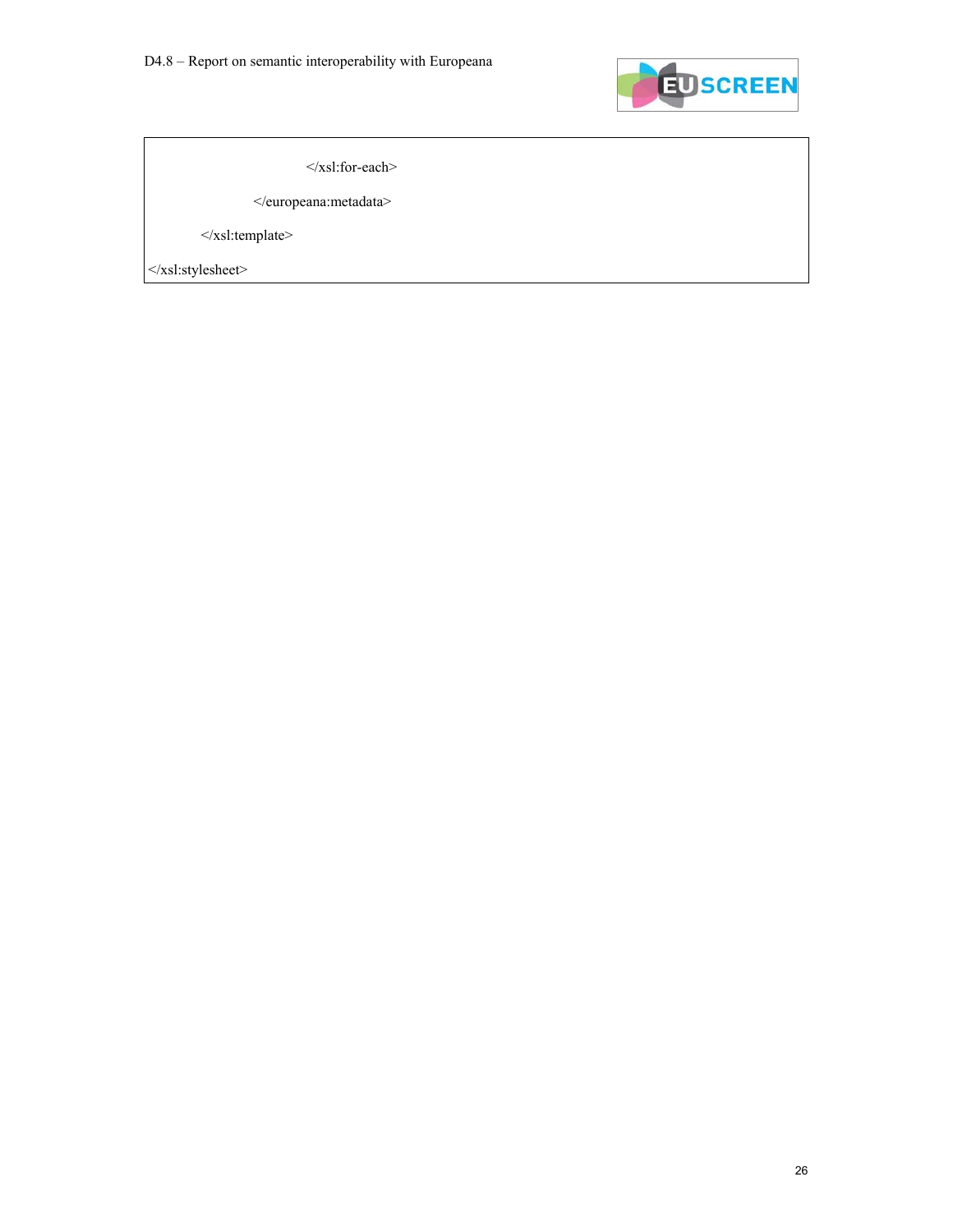```
                    </xsl:for-each>

                </europeana:metadata>

        </xsl:template>

</xsl:stylesheet>
```